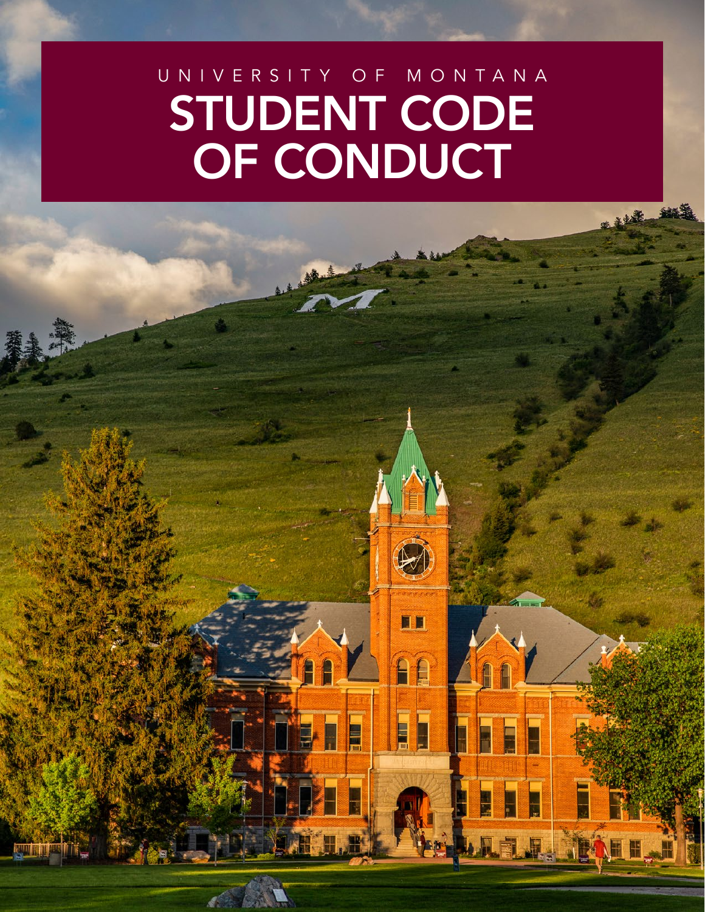UNIVERSITY OF MONTANA

# STUDENT CODE OF CONDUCT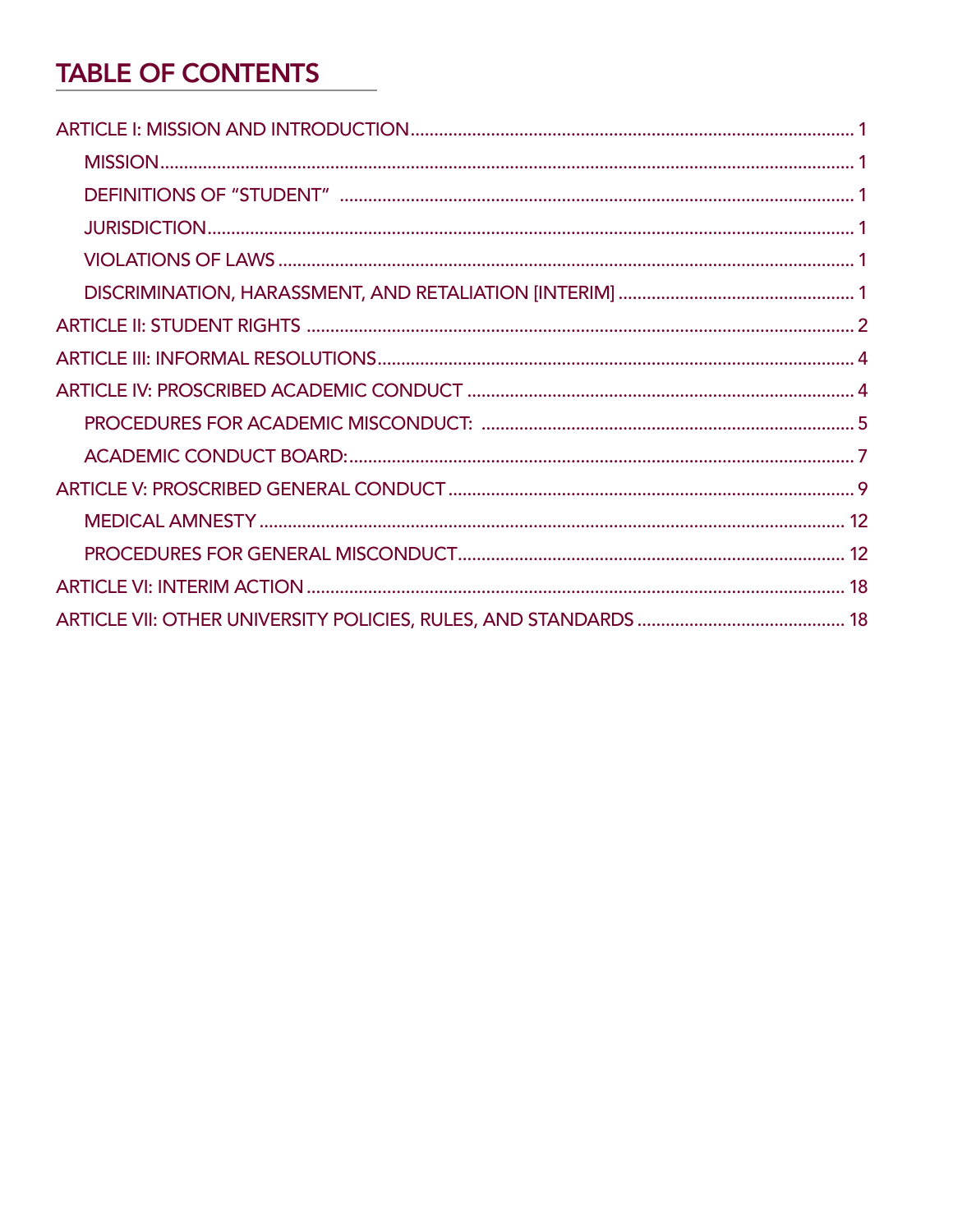# TABLE OF CONTENTS

ARTICLE I: MISSION AND INTRODUCTION ........................................ 1

- MISSION ........................................ 1
- DEFINITIONS OF "STUDENT" ........................................ 1
- JURISDICTION ........................................ 1
- VIOLATIONS OF LAWS ........................................ 1
- DISCRIMINATION, HARASSMENT, AND RETALIATION [INTERIM] ........................................ 1

ARTICLE II: STUDENT RIGHTS ........................................ 2

ARTICLE III: INFORMAL RESOLUTIONS ........................................ 4

ARTICLE IV: PROSCRIBED ACADEMIC CONDUCT ........................................ 4

- PROCEDURES FOR ACADEMIC MISCONDUCT: ........................................ 5
- ACADEMIC CONDUCT BOARD: ........................................ 7

ARTICLE V: PROSCRIBED GENERAL CONDUCT ........................................ 9

- MEDICAL AMNESTY ........................................ 12
- PROCEDURES FOR GENERAL MISCONDUCT ........................................ 12

ARTICLE VI: INTERIM ACTION ........................................ 18

ARTICLE VII: OTHER UNIVERSITY POLICIES, RULES, AND STANDARDS ........................................ 18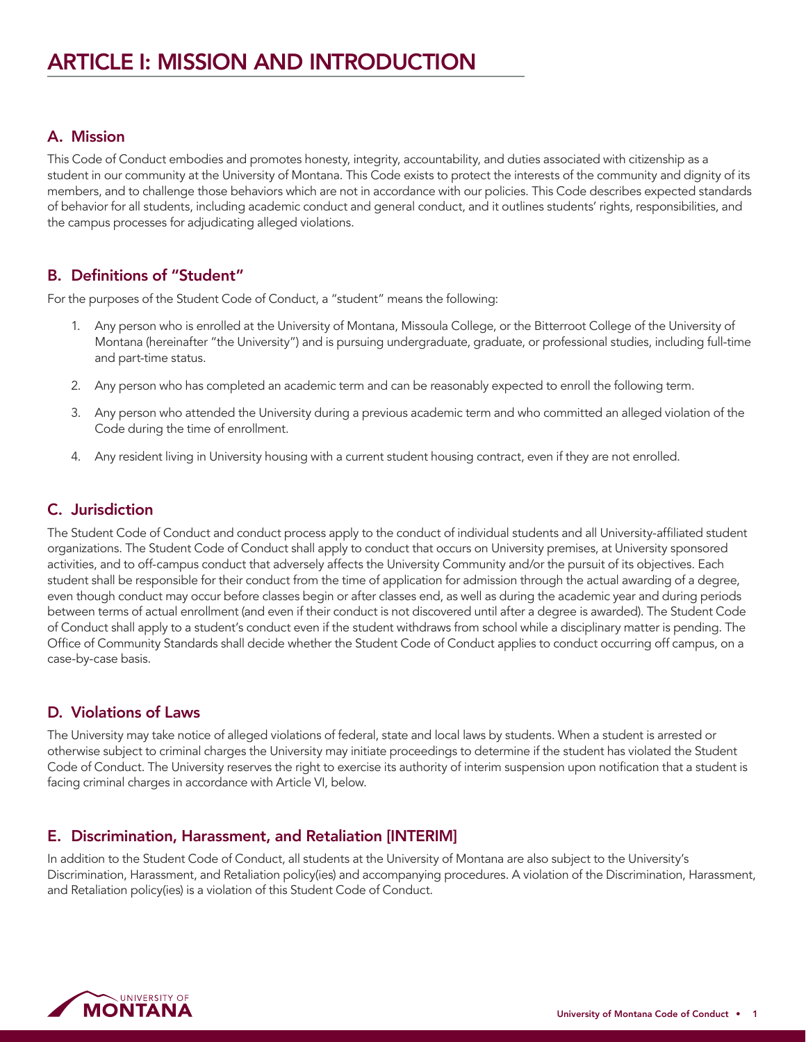# ARTICLE I: MISSION AND INTRODUCTION

## A. Mission

This Code of Conduct embodies and promotes honesty, integrity, accountability, and duties associated with citizenship as a student in our community at the University of Montana. This Code exists to protect the interests of the community and dignity of its members, and to challenge those behaviors which are not in accordance with our policies. This Code describes expected standards of behavior for all students, including academic conduct and general conduct, and it outlines students' rights, responsibilities, and the campus processes for adjudicating alleged violations.

## B. Definitions of "Student"

For the purposes of the Student Code of Conduct, a "student" means the following:

1. Any person who is enrolled at the University of Montana, Missoula College, or the Bitterroot College of the University of Montana (hereinafter "the University") and is pursuing undergraduate, graduate, or professional studies, including full-time and part-time status.
2. Any person who has completed an academic term and can be reasonably expected to enroll the following term.
3. Any person who attended the University during a previous academic term and who committed an alleged violation of the Code during the time of enrollment.
4. Any resident living in University housing with a current student housing contract, even if they are not enrolled.

## C. Jurisdiction

The Student Code of Conduct and conduct process apply to the conduct of individual students and all University-affiliated student organizations. The Student Code of Conduct shall apply to conduct that occurs on University premises, at University sponsored activities, and to off-campus conduct that adversely affects the University Community and/or the pursuit of its objectives. Each student shall be responsible for their conduct from the time of application for admission through the actual awarding of a degree, even though conduct may occur before classes begin or after classes end, as well as during the academic year and during periods between terms of actual enrollment (and even if their conduct is not discovered until after a degree is awarded). The Student Code of Conduct shall apply to a student's conduct even if the student withdraws from school while a disciplinary matter is pending. The Office of Community Standards shall decide whether the Student Code of Conduct applies to conduct occurring off campus, on a case-by-case basis.

## D. Violations of Laws

The University may take notice of alleged violations of federal, state and local laws by students. When a student is arrested or otherwise subject to criminal charges the University may initiate proceedings to determine if the student has violated the Student Code of Conduct. The University reserves the right to exercise its authority of interim suspension upon notification that a student is facing criminal charges in accordance with Article VI, below.

## E. Discrimination, Harassment, and Retaliation [INTERIM]

In addition to the Student Code of Conduct, all students at the University of Montana are also subject to the University's Discrimination, Harassment, and Retaliation policy(ies) and accompanying procedures. A violation of the Discrimination, Harassment, and Retaliation policy(ies) is a violation of this Student Code of Conduct.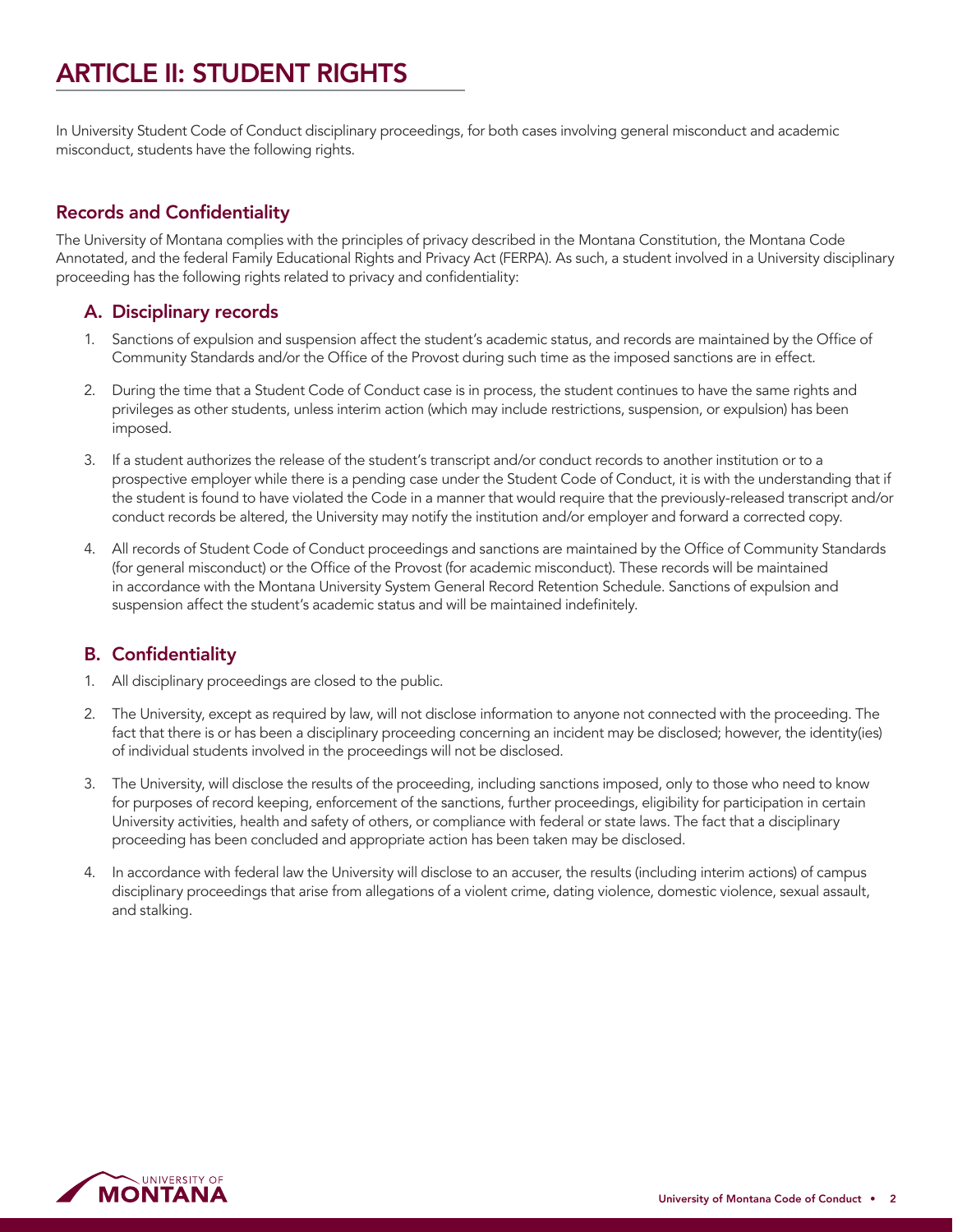# ARTICLE II: STUDENT RIGHTS

In University Student Code of Conduct disciplinary proceedings, for both cases involving general misconduct and academic misconduct, students have the following rights.

## Records and Confidentiality

The University of Montana complies with the principles of privacy described in the Montana Constitution, the Montana Code Annotated, and the federal Family Educational Rights and Privacy Act (FERPA). As such, a student involved in a University disciplinary proceeding has the following rights related to privacy and confidentiality:

### A. Disciplinary records

1. Sanctions of expulsion and suspension affect the student's academic status, and records are maintained by the Office of Community Standards and/or the Office of the Provost during such time as the imposed sanctions are in effect.
2. During the time that a Student Code of Conduct case is in process, the student continues to have the same rights and privileges as other students, unless interim action (which may include restrictions, suspension, or expulsion) has been imposed.
3. If a student authorizes the release of the student's transcript and/or conduct records to another institution or to a prospective employer while there is a pending case under the Student Code of Conduct, it is with the understanding that if the student is found to have violated the Code in a manner that would require that the previously-released transcript and/or conduct records be altered, the University may notify the institution and/or employer and forward a corrected copy.
4. All records of Student Code of Conduct proceedings and sanctions are maintained by the Office of Community Standards (for general misconduct) or the Office of the Provost (for academic misconduct). These records will be maintained in accordance with the Montana University System General Record Retention Schedule. Sanctions of expulsion and suspension affect the student's academic status and will be maintained indefinitely.

### B. Confidentiality

1. All disciplinary proceedings are closed to the public.
2. The University, except as required by law, will not disclose information to anyone not connected with the proceeding. The fact that there is or has been a disciplinary proceeding concerning an incident may be disclosed; however, the identity(ies) of individual students involved in the proceedings will not be disclosed.
3. The University, will disclose the results of the proceeding, including sanctions imposed, only to those who need to know for purposes of record keeping, enforcement of the sanctions, further proceedings, eligibility for participation in certain University activities, health and safety of others, or compliance with federal or state laws. The fact that a disciplinary proceeding has been concluded and appropriate action has been taken may be disclosed.
4. In accordance with federal law the University will disclose to an accuser, the results (including interim actions) of campus disciplinary proceedings that arise from allegations of a violent crime, dating violence, domestic violence, sexual assault, and stalking.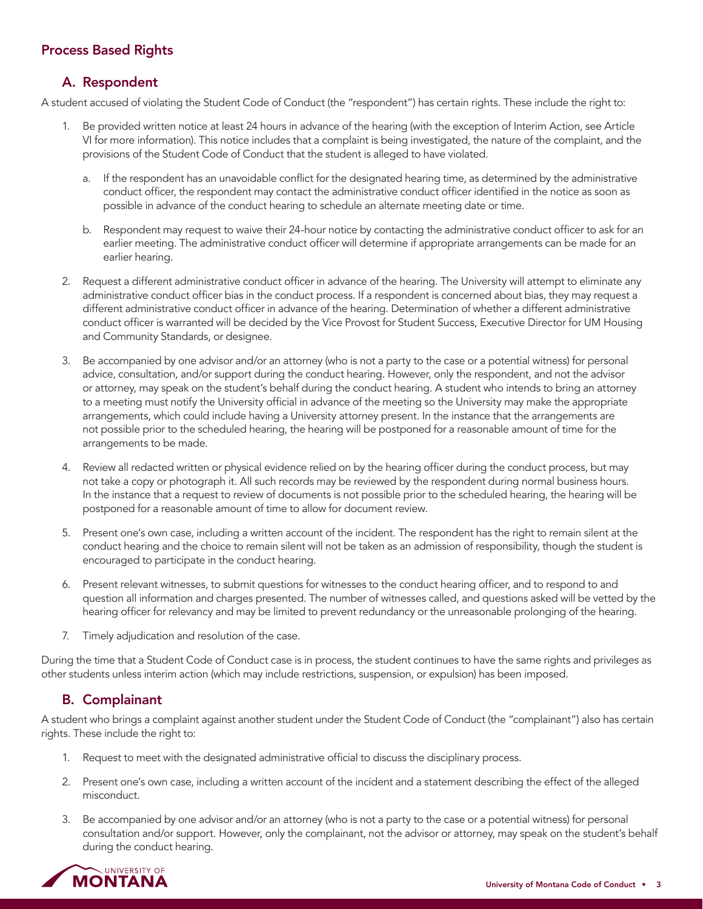## Process Based Rights

### A. Respondent

A student accused of violating the Student Code of Conduct (the "respondent") has certain rights. These include the right to:

1. Be provided written notice at least 24 hours in advance of the hearing (with the exception of Interim Action, see Article VI for more information). This notice includes that a complaint is being investigated, the nature of the complaint, and the provisions of the Student Code of Conduct that the student is alleged to have violated.
   a. If the respondent has an unavoidable conflict for the designated hearing time, as determined by the administrative conduct officer, the respondent may contact the administrative conduct officer identified in the notice as soon as possible in advance of the conduct hearing to schedule an alternate meeting date or time.
   b. Respondent may request to waive their 24-hour notice by contacting the administrative conduct officer to ask for an earlier meeting. The administrative conduct officer will determine if appropriate arrangements can be made for an earlier hearing.
2. Request a different administrative conduct officer in advance of the hearing. The University will attempt to eliminate any administrative conduct officer bias in the conduct process. If a respondent is concerned about bias, they may request a different administrative conduct officer in advance of the hearing. Determination of whether a different administrative conduct officer is warranted will be decided by the Vice Provost for Student Success, Executive Director for UM Housing and Community Standards, or designee.
3. Be accompanied by one advisor and/or an attorney (who is not a party to the case or a potential witness) for personal advice, consultation, and/or support during the conduct hearing. However, only the respondent, and not the advisor or attorney, may speak on the student's behalf during the conduct hearing. A student who intends to bring an attorney to a meeting must notify the University official in advance of the meeting so the University may make the appropriate arrangements, which could include having a University attorney present. In the instance that the arrangements are not possible prior to the scheduled hearing, the hearing will be postponed for a reasonable amount of time for the arrangements to be made.
4. Review all redacted written or physical evidence relied on by the hearing officer during the conduct process, but may not take a copy or photograph it. All such records may be reviewed by the respondent during normal business hours. In the instance that a request to review of documents is not possible prior to the scheduled hearing, the hearing will be postponed for a reasonable amount of time to allow for document review.
5. Present one's own case, including a written account of the incident. The respondent has the right to remain silent at the conduct hearing and the choice to remain silent will not be taken as an admission of responsibility, though the student is encouraged to participate in the conduct hearing.
6. Present relevant witnesses, to submit questions for witnesses to the conduct hearing officer, and to respond to and question all information and charges presented. The number of witnesses called, and questions asked will be vetted by the hearing officer for relevancy and may be limited to prevent redundancy or the unreasonable prolonging of the hearing.
7. Timely adjudication and resolution of the case.

During the time that a Student Code of Conduct case is in process, the student continues to have the same rights and privileges as other students unless interim action (which may include restrictions, suspension, or expulsion) has been imposed.

### B. Complainant

A student who brings a complaint against another student under the Student Code of Conduct (the "complainant") also has certain rights. These include the right to:

1. Request to meet with the designated administrative official to discuss the disciplinary process.
2. Present one's own case, including a written account of the incident and a statement describing the effect of the alleged misconduct.
3. Be accompanied by one advisor and/or an attorney (who is not a party to the case or a potential witness) for personal consultation and/or support. However, only the complainant, not the advisor or attorney, may speak on the student's behalf during the conduct hearing.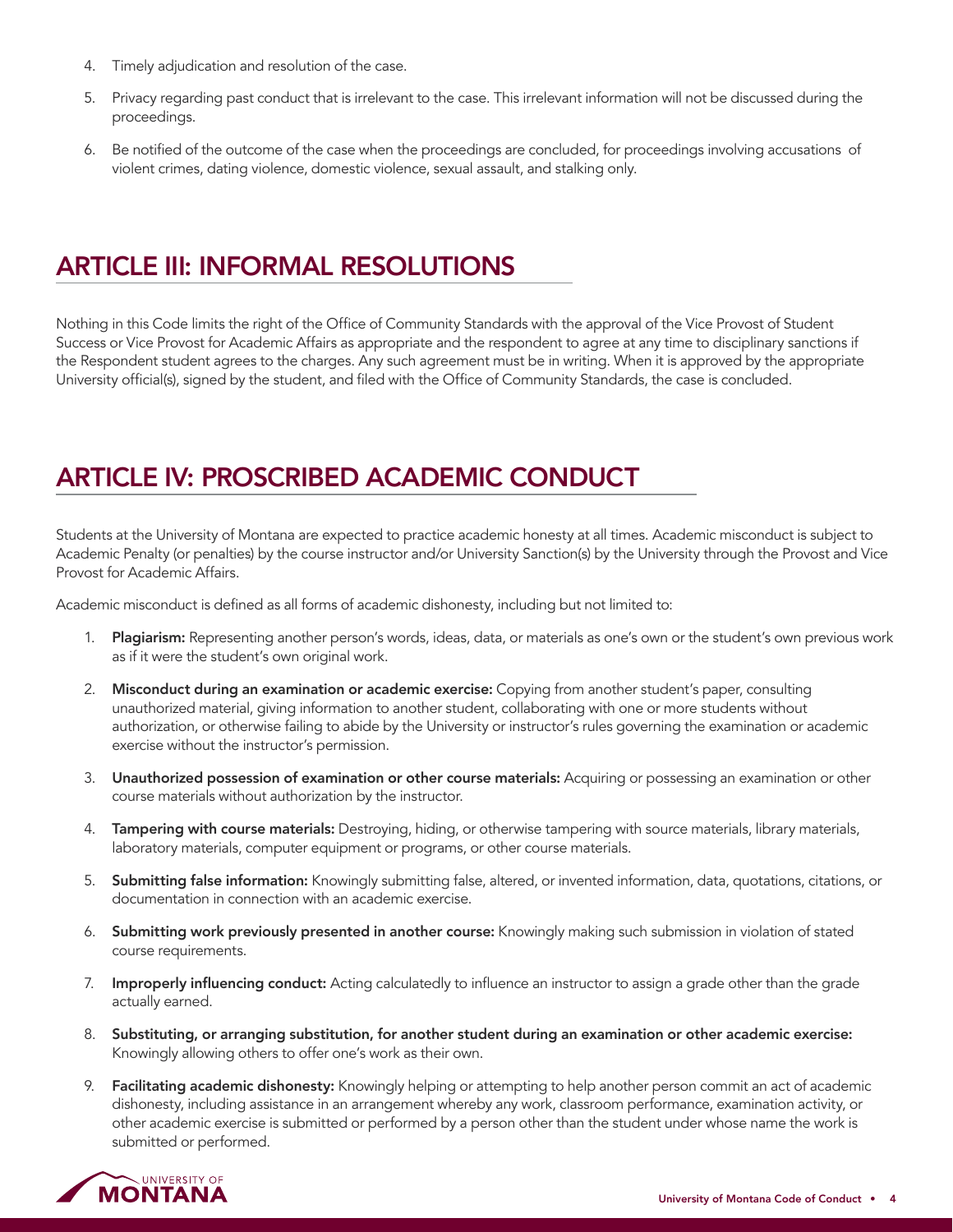4. Timely adjudication and resolution of the case.
5. Privacy regarding past conduct that is irrelevant to the case. This irrelevant information will not be discussed during the proceedings.
6. Be notified of the outcome of the case when the proceedings are concluded, for proceedings involving accusations of violent crimes, dating violence, domestic violence, sexual assault, and stalking only.

## ARTICLE III: INFORMAL RESOLUTIONS

Nothing in this Code limits the right of the Office of Community Standards with the approval of the Vice Provost of Student Success or Vice Provost for Academic Affairs as appropriate and the respondent to agree at any time to disciplinary sanctions if the Respondent student agrees to the charges. Any such agreement must be in writing. When it is approved by the appropriate University official(s), signed by the student, and filed with the Office of Community Standards, the case is concluded.

## ARTICLE IV: PROSCRIBED ACADEMIC CONDUCT

Students at the University of Montana are expected to practice academic honesty at all times. Academic misconduct is subject to Academic Penalty (or penalties) by the course instructor and/or University Sanction(s) by the University through the Provost and Vice Provost for Academic Affairs.

Academic misconduct is defined as all forms of academic dishonesty, including but not limited to:

1. **Plagiarism:** Representing another person's words, ideas, data, or materials as one's own or the student's own previous work as if it were the student's own original work.
2. **Misconduct during an examination or academic exercise:** Copying from another student's paper, consulting unauthorized material, giving information to another student, collaborating with one or more students without authorization, or otherwise failing to abide by the University or instructor's rules governing the examination or academic exercise without the instructor's permission.
3. **Unauthorized possession of examination or other course materials:** Acquiring or possessing an examination or other course materials without authorization by the instructor.
4. **Tampering with course materials:** Destroying, hiding, or otherwise tampering with source materials, library materials, laboratory materials, computer equipment or programs, or other course materials.
5. **Submitting false information:** Knowingly submitting false, altered, or invented information, data, quotations, citations, or documentation in connection with an academic exercise.
6. **Submitting work previously presented in another course:** Knowingly making such submission in violation of stated course requirements.
7. **Improperly influencing conduct:** Acting calculatedly to influence an instructor to assign a grade other than the grade actually earned.
8. **Substituting, or arranging substitution, for another student during an examination or other academic exercise:** Knowingly allowing others to offer one's work as their own.
9. **Facilitating academic dishonesty:** Knowingly helping or attempting to help another person commit an act of academic dishonesty, including assistance in an arrangement whereby any work, classroom performance, examination activity, or other academic exercise is submitted or performed by a person other than the student under whose name the work is submitted or performed.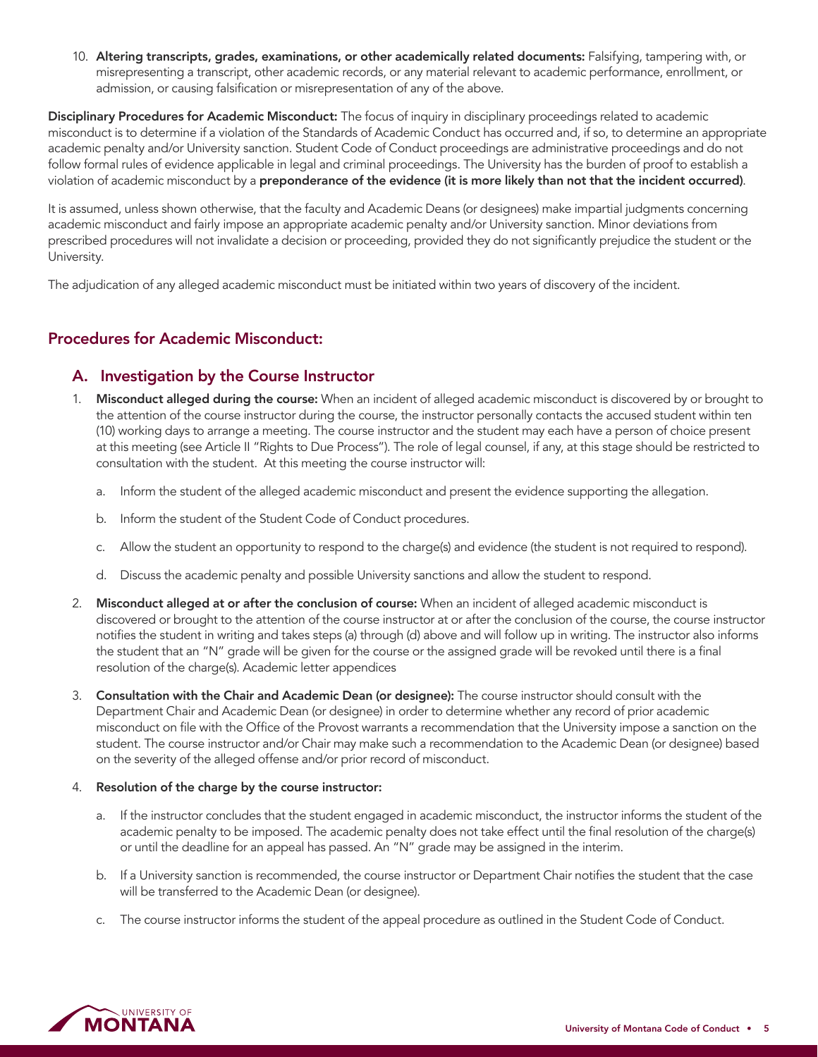10. **Altering transcripts, grades, examinations, or other academically related documents:** Falsifying, tampering with, or misrepresenting a transcript, other academic records, or any material relevant to academic performance, enrollment, or admission, or causing falsification or misrepresentation of any of the above.

**Disciplinary Procedures for Academic Misconduct:** The focus of inquiry in disciplinary proceedings related to academic misconduct is to determine if a violation of the Standards of Academic Conduct has occurred and, if so, to determine an appropriate academic penalty and/or University sanction. Student Code of Conduct proceedings are administrative proceedings and do not follow formal rules of evidence applicable in legal and criminal proceedings. The University has the burden of proof to establish a violation of academic misconduct by a **preponderance of the evidence (it is more likely than not that the incident occurred)**.

It is assumed, unless shown otherwise, that the faculty and Academic Deans (or designees) make impartial judgments concerning academic misconduct and fairly impose an appropriate academic penalty and/or University sanction. Minor deviations from prescribed procedures will not invalidate a decision or proceeding, provided they do not significantly prejudice the student or the University.

The adjudication of any alleged academic misconduct must be initiated within two years of discovery of the incident.

## Procedures for Academic Misconduct:

### A. Investigation by the Course Instructor

1. **Misconduct alleged during the course:** When an incident of alleged academic misconduct is discovered by or brought to the attention of the course instructor during the course, the instructor personally contacts the accused student within ten (10) working days to arrange a meeting. The course instructor and the student may each have a person of choice present at this meeting (see Article II "Rights to Due Process"). The role of legal counsel, if any, at this stage should be restricted to consultation with the student. At this meeting the course instructor will:
   a. Inform the student of the alleged academic misconduct and present the evidence supporting the allegation.
   b. Inform the student of the Student Code of Conduct procedures.
   c. Allow the student an opportunity to respond to the charge(s) and evidence (the student is not required to respond).
   d. Discuss the academic penalty and possible University sanctions and allow the student to respond.
2. **Misconduct alleged at or after the conclusion of course:** When an incident of alleged academic misconduct is discovered or brought to the attention of the course instructor at or after the conclusion of the course, the course instructor notifies the student in writing and takes steps (a) through (d) above and will follow up in writing. The instructor also informs the student that an "N" grade will be given for the course or the assigned grade will be revoked until there is a final resolution of the charge(s). Academic letter appendices
3. **Consultation with the Chair and Academic Dean (or designee):** The course instructor should consult with the Department Chair and Academic Dean (or designee) in order to determine whether any record of prior academic misconduct on file with the Office of the Provost warrants a recommendation that the University impose a sanction on the student. The course instructor and/or Chair may make such a recommendation to the Academic Dean (or designee) based on the severity of the alleged offense and/or prior record of misconduct.
4. **Resolution of the charge by the course instructor:**
   a. If the instructor concludes that the student engaged in academic misconduct, the instructor informs the student of the academic penalty to be imposed. The academic penalty does not take effect until the final resolution of the charge(s) or until the deadline for an appeal has passed. An "N" grade may be assigned in the interim.
   b. If a University sanction is recommended, the course instructor or Department Chair notifies the student that the case will be transferred to the Academic Dean (or designee).
   c. The course instructor informs the student of the appeal procedure as outlined in the Student Code of Conduct.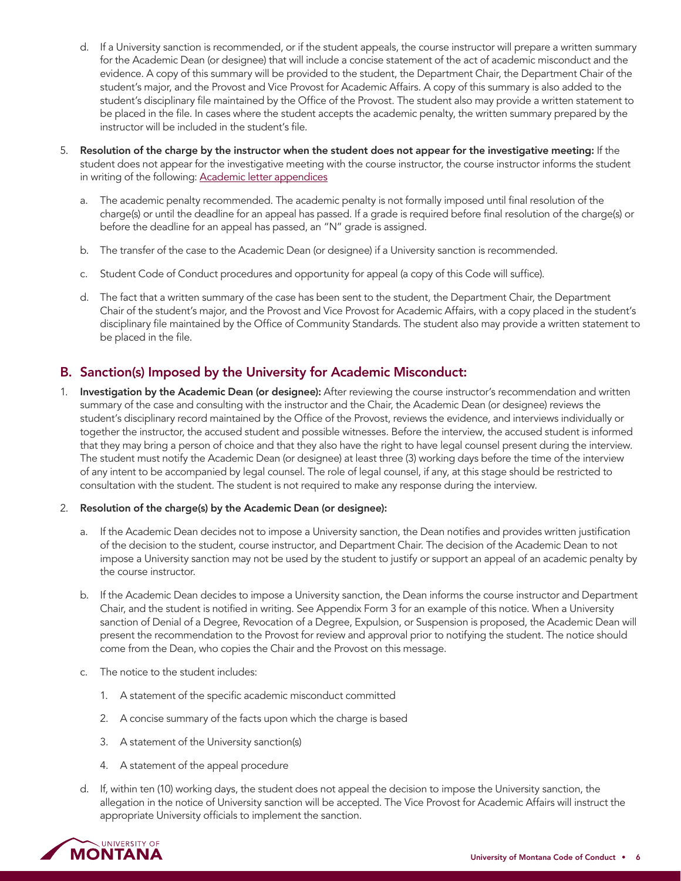d. If a University sanction is recommended, or if the student appeals, the course instructor will prepare a written summary for the Academic Dean (or designee) that will include a concise statement of the act of academic misconduct and the evidence. A copy of this summary will be provided to the student, the Department Chair, the Department Chair of the student's major, and the Provost and Vice Provost for Academic Affairs. A copy of this summary is also added to the student's disciplinary file maintained by the Office of the Provost. The student also may provide a written statement to be placed in the file. In cases where the student accepts the academic penalty, the written summary prepared by the instructor will be included in the student's file.

5. **Resolution of the charge by the instructor when the student does not appear for the investigative meeting:** If the student does not appear for the investigative meeting with the course instructor, the course instructor informs the student in writing of the following: Academic letter appendices

   a. The academic penalty recommended. The academic penalty is not formally imposed until final resolution of the charge(s) or until the deadline for an appeal has passed. If a grade is required before final resolution of the charge(s) or before the deadline for an appeal has passed, an "N" grade is assigned.

   b. The transfer of the case to the Academic Dean (or designee) if a University sanction is recommended.

   c. Student Code of Conduct procedures and opportunity for appeal (a copy of this Code will suffice).

   d. The fact that a written summary of the case has been sent to the student, the Department Chair, the Department Chair of the student's major, and the Provost and Vice Provost for Academic Affairs, with a copy placed in the student's disciplinary file maintained by the Office of Community Standards. The student also may provide a written statement to be placed in the file.

## B. Sanction(s) Imposed by the University for Academic Misconduct:

1. **Investigation by the Academic Dean (or designee):** After reviewing the course instructor's recommendation and written summary of the case and consulting with the instructor and the Chair, the Academic Dean (or designee) reviews the student's disciplinary record maintained by the Office of the Provost, reviews the evidence, and interviews individually or together the instructor, the accused student and possible witnesses. Before the interview, the accused student is informed that they may bring a person of choice and that they also have the right to have legal counsel present during the interview. The student must notify the Academic Dean (or designee) at least three (3) working days before the time of the interview of any intent to be accompanied by legal counsel. The role of legal counsel, if any, at this stage should be restricted to consultation with the student. The student is not required to make any response during the interview.

2. **Resolution of the charge(s) by the Academic Dean (or designee):**

   a. If the Academic Dean decides not to impose a University sanction, the Dean notifies and provides written justification of the decision to the student, course instructor, and Department Chair. The decision of the Academic Dean to not impose a University sanction may not be used by the student to justify or support an appeal of an academic penalty by the course instructor.

   b. If the Academic Dean decides to impose a University sanction, the Dean informs the course instructor and Department Chair, and the student is notified in writing. See Appendix Form 3 for an example of this notice. When a University sanction of Denial of a Degree, Revocation of a Degree, Expulsion, or Suspension is proposed, the Academic Dean will present the recommendation to the Provost for review and approval prior to notifying the student. The notice should come from the Dean, who copies the Chair and the Provost on this message.

   c. The notice to the student includes:

      1. A statement of the specific academic misconduct committed

      2. A concise summary of the facts upon which the charge is based

      3. A statement of the University sanction(s)

      4. A statement of the appeal procedure

   d. If, within ten (10) working days, the student does not appeal the decision to impose the University sanction, the allegation in the notice of University sanction will be accepted. The Vice Provost for Academic Affairs will instruct the appropriate University officials to implement the sanction.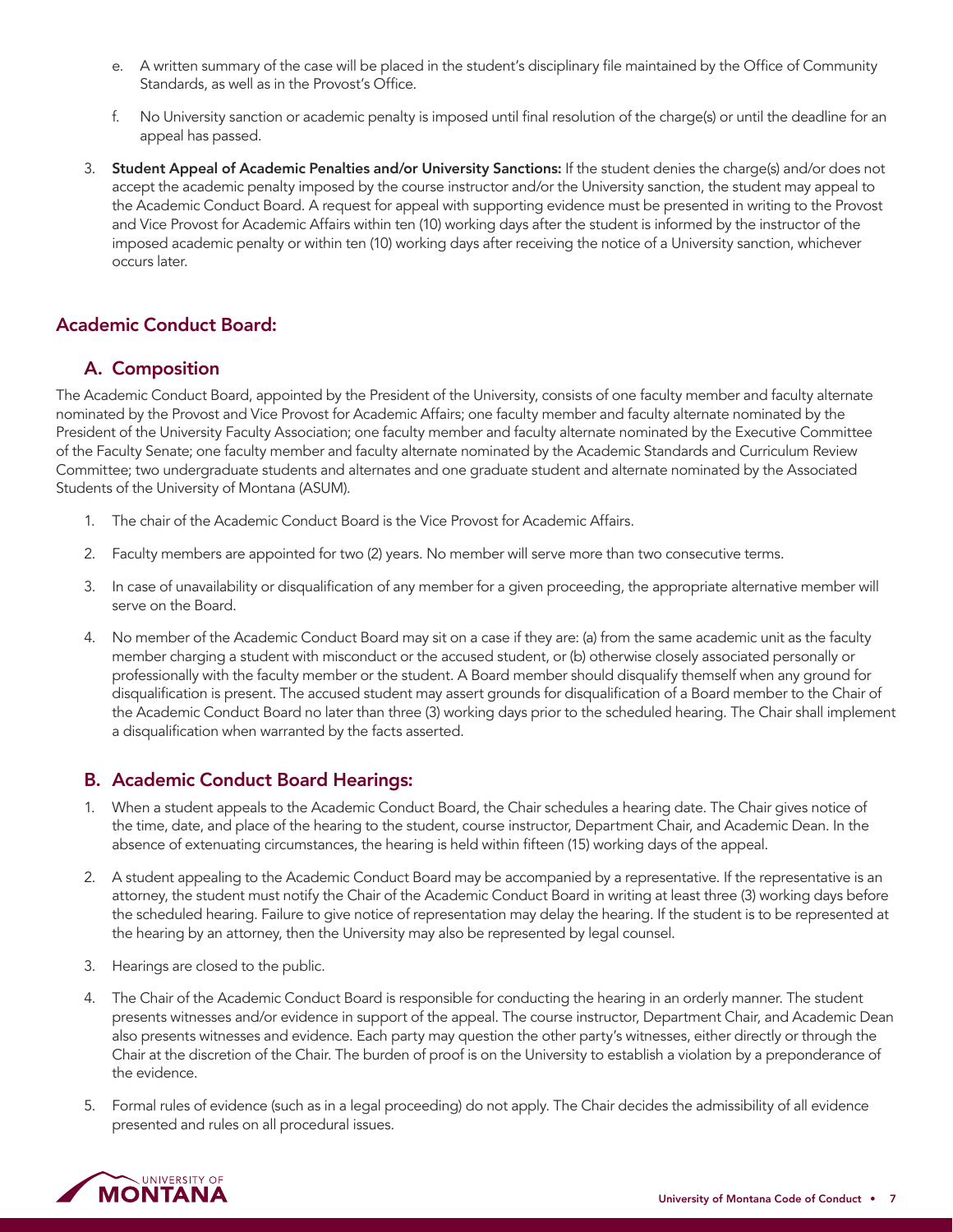e. A written summary of the case will be placed in the student's disciplinary file maintained by the Office of Community Standards, as well as in the Provost's Office.

f. No University sanction or academic penalty is imposed until final resolution of the charge(s) or until the deadline for an appeal has passed.

3. **Student Appeal of Academic Penalties and/or University Sanctions:** If the student denies the charge(s) and/or does not accept the academic penalty imposed by the course instructor and/or the University sanction, the student may appeal to the Academic Conduct Board. A request for appeal with supporting evidence must be presented in writing to the Provost and Vice Provost for Academic Affairs within ten (10) working days after the student is informed by the instructor of the imposed academic penalty or within ten (10) working days after receiving the notice of a University sanction, whichever occurs later.

## Academic Conduct Board:

### A. Composition

The Academic Conduct Board, appointed by the President of the University, consists of one faculty member and faculty alternate nominated by the Provost and Vice Provost for Academic Affairs; one faculty member and faculty alternate nominated by the President of the University Faculty Association; one faculty member and faculty alternate nominated by the Executive Committee of the Faculty Senate; one faculty member and faculty alternate nominated by the Academic Standards and Curriculum Review Committee; two undergraduate students and alternates and one graduate student and alternate nominated by the Associated Students of the University of Montana (ASUM).

1. The chair of the Academic Conduct Board is the Vice Provost for Academic Affairs.
2. Faculty members are appointed for two (2) years. No member will serve more than two consecutive terms.
3. In case of unavailability or disqualification of any member for a given proceeding, the appropriate alternative member will serve on the Board.
4. No member of the Academic Conduct Board may sit on a case if they are: (a) from the same academic unit as the faculty member charging a student with misconduct or the accused student, or (b) otherwise closely associated personally or professionally with the faculty member or the student. A Board member should disqualify themself when any ground for disqualification is present. The accused student may assert grounds for disqualification of a Board member to the Chair of the Academic Conduct Board no later than three (3) working days prior to the scheduled hearing. The Chair shall implement a disqualification when warranted by the facts asserted.

### B. Academic Conduct Board Hearings:

1. When a student appeals to the Academic Conduct Board, the Chair schedules a hearing date. The Chair gives notice of the time, date, and place of the hearing to the student, course instructor, Department Chair, and Academic Dean. In the absence of extenuating circumstances, the hearing is held within fifteen (15) working days of the appeal.
2. A student appealing to the Academic Conduct Board may be accompanied by a representative. If the representative is an attorney, the student must notify the Chair of the Academic Conduct Board in writing at least three (3) working days before the scheduled hearing. Failure to give notice of representation may delay the hearing. If the student is to be represented at the hearing by an attorney, then the University may also be represented by legal counsel.
3. Hearings are closed to the public.
4. The Chair of the Academic Conduct Board is responsible for conducting the hearing in an orderly manner. The student presents witnesses and/or evidence in support of the appeal. The course instructor, Department Chair, and Academic Dean also presents witnesses and evidence. Each party may question the other party's witnesses, either directly or through the Chair at the discretion of the Chair. The burden of proof is on the University to establish a violation by a preponderance of the evidence.
5. Formal rules of evidence (such as in a legal proceeding) do not apply. The Chair decides the admissibility of all evidence presented and rules on all procedural issues.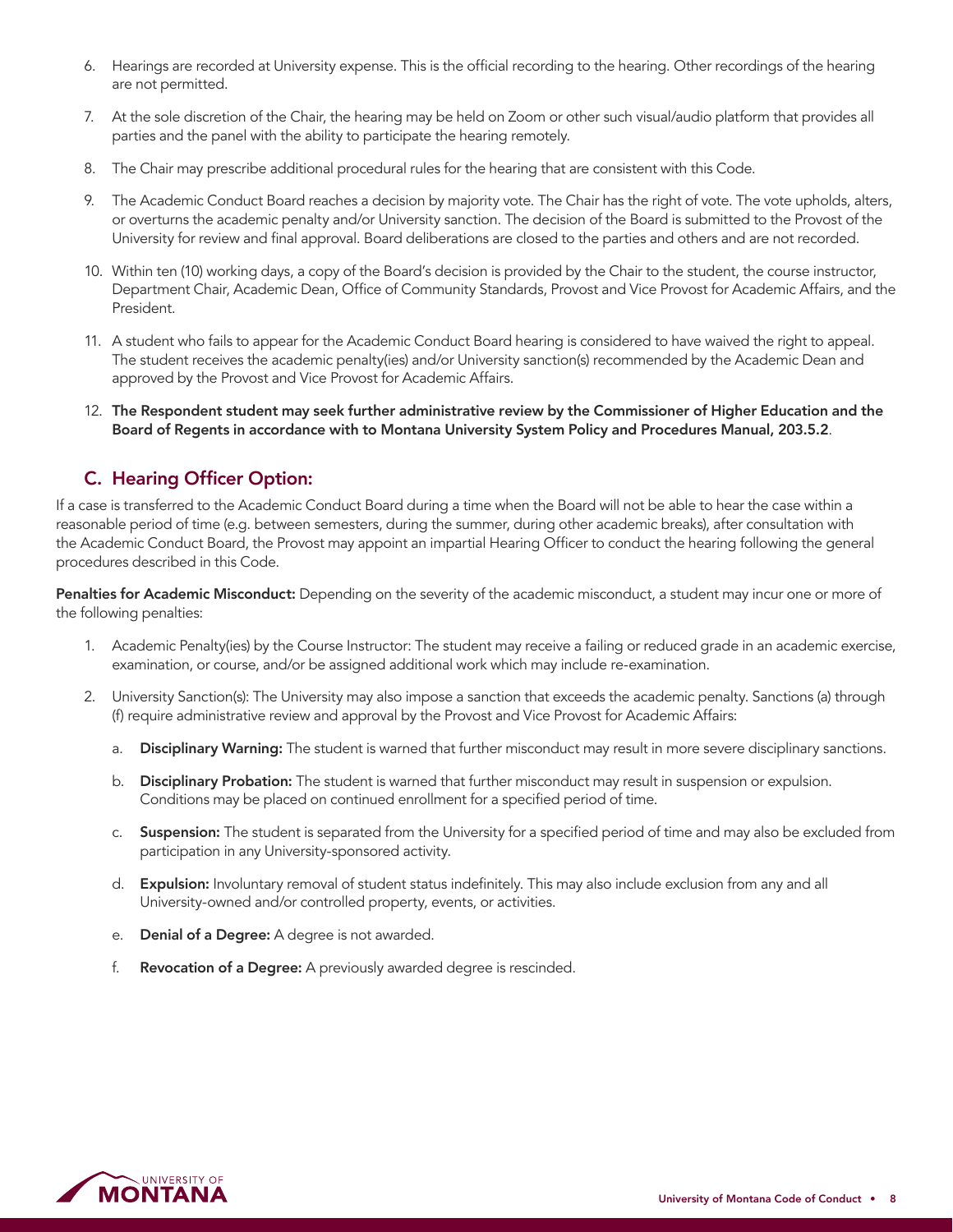6. Hearings are recorded at University expense. This is the official recording to the hearing. Other recordings of the hearing are not permitted.

7. At the sole discretion of the Chair, the hearing may be held on Zoom or other such visual/audio platform that provides all parties and the panel with the ability to participate the hearing remotely.

8. The Chair may prescribe additional procedural rules for the hearing that are consistent with this Code.

9. The Academic Conduct Board reaches a decision by majority vote. The Chair has the right of vote. The vote upholds, alters, or overturns the academic penalty and/or University sanction. The decision of the Board is submitted to the Provost of the University for review and final approval. Board deliberations are closed to the parties and others and are not recorded.

10. Within ten (10) working days, a copy of the Board's decision is provided by the Chair to the student, the course instructor, Department Chair, Academic Dean, Office of Community Standards, Provost and Vice Provost for Academic Affairs, and the President.

11. A student who fails to appear for the Academic Conduct Board hearing is considered to have waived the right to appeal. The student receives the academic penalty(ies) and/or University sanction(s) recommended by the Academic Dean and approved by the Provost and Vice Provost for Academic Affairs.

12. **The Respondent student may seek further administrative review by the Commissioner of Higher Education and the Board of Regents in accordance with to Montana University System Policy and Procedures Manual, 203.5.2**.

## C. Hearing Officer Option:

If a case is transferred to the Academic Conduct Board during a time when the Board will not be able to hear the case within a reasonable period of time (e.g. between semesters, during the summer, during other academic breaks), after consultation with the Academic Conduct Board, the Provost may appoint an impartial Hearing Officer to conduct the hearing following the general procedures described in this Code.

**Penalties for Academic Misconduct:** Depending on the severity of the academic misconduct, a student may incur one or more of the following penalties:

1. Academic Penalty(ies) by the Course Instructor: The student may receive a failing or reduced grade in an academic exercise, examination, or course, and/or be assigned additional work which may include re-examination.

2. University Sanction(s): The University may also impose a sanction that exceeds the academic penalty. Sanctions (a) through (f) require administrative review and approval by the Provost and Vice Provost for Academic Affairs:

   a. **Disciplinary Warning:** The student is warned that further misconduct may result in more severe disciplinary sanctions.

   b. **Disciplinary Probation:** The student is warned that further misconduct may result in suspension or expulsion. Conditions may be placed on continued enrollment for a specified period of time.

   c. **Suspension:** The student is separated from the University for a specified period of time and may also be excluded from participation in any University-sponsored activity.

   d. **Expulsion:** Involuntary removal of student status indefinitely. This may also include exclusion from any and all University-owned and/or controlled property, events, or activities.

   e. **Denial of a Degree:** A degree is not awarded.

   f. **Revocation of a Degree:** A previously awarded degree is rescinded.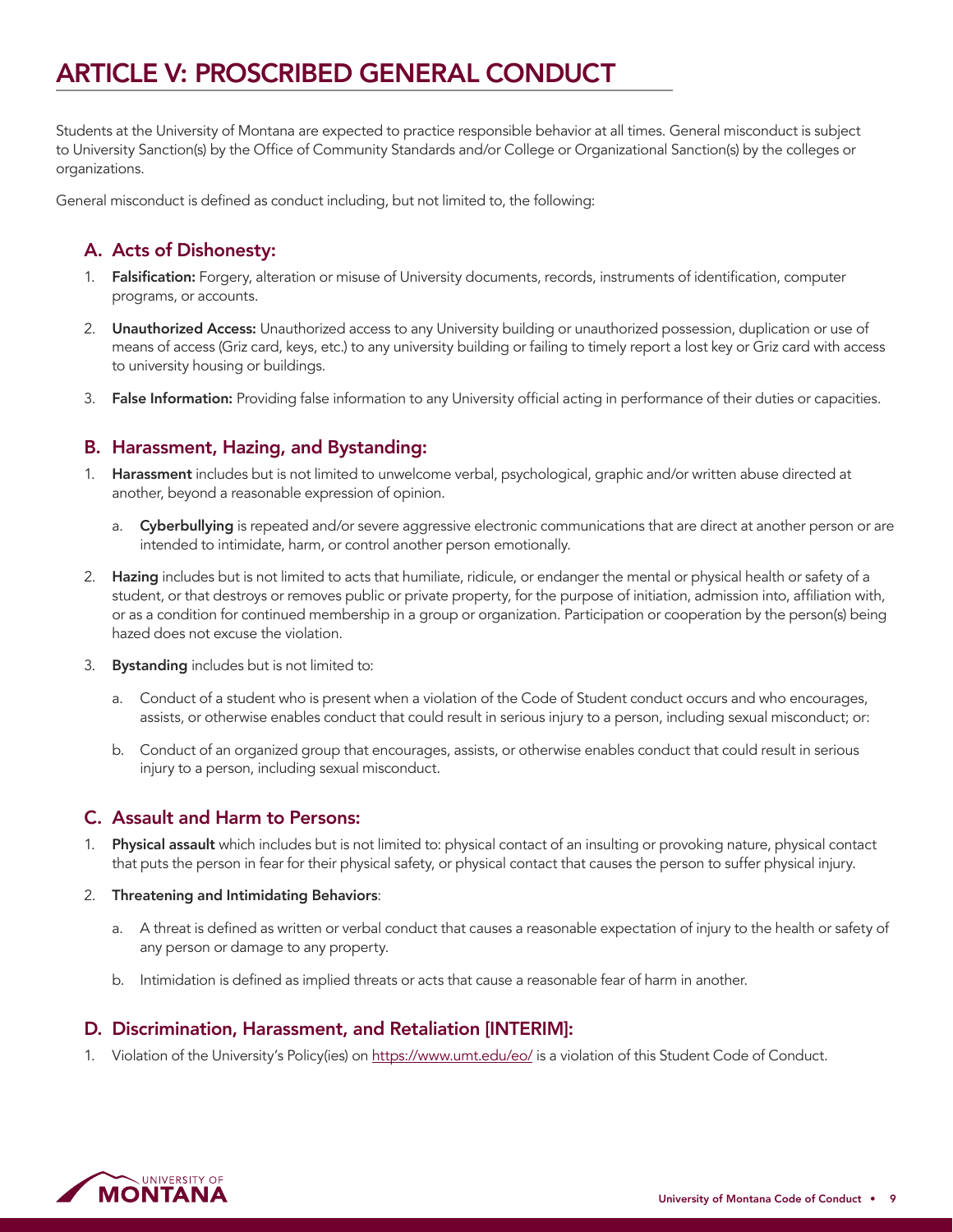# ARTICLE V: PROSCRIBED GENERAL CONDUCT

Students at the University of Montana are expected to practice responsible behavior at all times. General misconduct is subject to University Sanction(s) by the Office of Community Standards and/or College or Organizational Sanction(s) by the colleges or organizations.

General misconduct is defined as conduct including, but not limited to, the following:

## A. Acts of Dishonesty:

1. **Falsification:** Forgery, alteration or misuse of University documents, records, instruments of identification, computer programs, or accounts.
2. **Unauthorized Access:** Unauthorized access to any University building or unauthorized possession, duplication or use of means of access (Griz card, keys, etc.) to any university building or failing to timely report a lost key or Griz card with access to university housing or buildings.
3. **False Information:** Providing false information to any University official acting in performance of their duties or capacities.

## B. Harassment, Hazing, and Bystanding:

1. **Harassment** includes but is not limited to unwelcome verbal, psychological, graphic and/or written abuse directed at another, beyond a reasonable expression of opinion.
   a. **Cyberbullying** is repeated and/or severe aggressive electronic communications that are direct at another person or are intended to intimidate, harm, or control another person emotionally.
2. **Hazing** includes but is not limited to acts that humiliate, ridicule, or endanger the mental or physical health or safety of a student, or that destroys or removes public or private property, for the purpose of initiation, admission into, affiliation with, or as a condition for continued membership in a group or organization. Participation or cooperation by the person(s) being hazed does not excuse the violation.
3. **Bystanding** includes but is not limited to:
   a. Conduct of a student who is present when a violation of the Code of Student conduct occurs and who encourages, assists, or otherwise enables conduct that could result in serious injury to a person, including sexual misconduct; or:
   b. Conduct of an organized group that encourages, assists, or otherwise enables conduct that could result in serious injury to a person, including sexual misconduct.

## C. Assault and Harm to Persons:

1. **Physical assault** which includes but is not limited to: physical contact of an insulting or provoking nature, physical contact that puts the person in fear for their physical safety, or physical contact that causes the person to suffer physical injury.
2. **Threatening and Intimidating Behaviors**:
   a. A threat is defined as written or verbal conduct that causes a reasonable expectation of injury to the health or safety of any person or damage to any property.
   b. Intimidation is defined as implied threats or acts that cause a reasonable fear of harm in another.

## D. Discrimination, Harassment, and Retaliation [INTERIM]:

1. Violation of the University's Policy(ies) on https://www.umt.edu/eo/ is a violation of this Student Code of Conduct.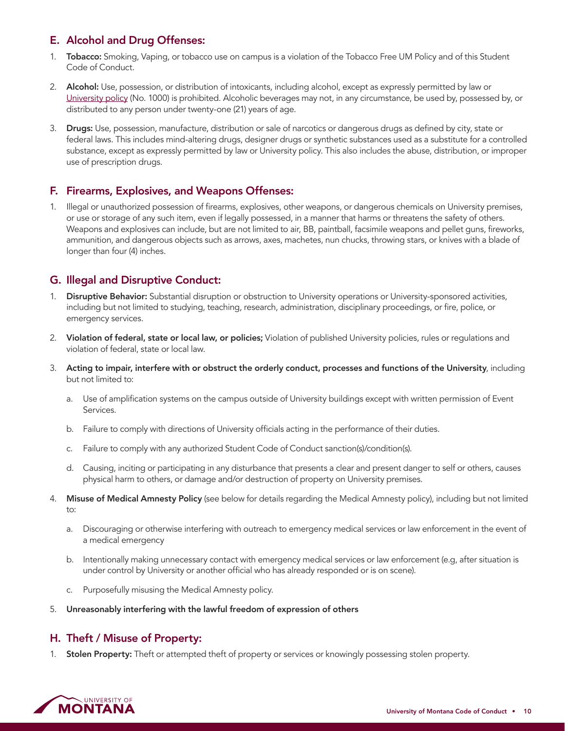## E. Alcohol and Drug Offenses:

1. **Tobacco:** Smoking, Vaping, or tobacco use on campus is a violation of the Tobacco Free UM Policy and of this Student Code of Conduct.

2. **Alcohol:** Use, possession, or distribution of intoxicants, including alcohol, except as expressly permitted by law or University policy (No. 1000) is prohibited. Alcoholic beverages may not, in any circumstance, be used by, possessed by, or distributed to any person under twenty-one (21) years of age.

3. **Drugs:** Use, possession, manufacture, distribution or sale of narcotics or dangerous drugs as defined by city, state or federal laws. This includes mind-altering drugs, designer drugs or synthetic substances used as a substitute for a controlled substance, except as expressly permitted by law or University policy. This also includes the abuse, distribution, or improper use of prescription drugs.

## F. Firearms, Explosives, and Weapons Offenses:

1. Illegal or unauthorized possession of firearms, explosives, other weapons, or dangerous chemicals on University premises, or use or storage of any such item, even if legally possessed, in a manner that harms or threatens the safety of others. Weapons and explosives can include, but are not limited to air, BB, paintball, facsimile weapons and pellet guns, fireworks, ammunition, and dangerous objects such as arrows, axes, machetes, nun chucks, throwing stars, or knives with a blade of longer than four (4) inches.

## G. Illegal and Disruptive Conduct:

1. **Disruptive Behavior:** Substantial disruption or obstruction to University operations or University-sponsored activities, including but not limited to studying, teaching, research, administration, disciplinary proceedings, or fire, police, or emergency services.

2. **Violation of federal, state or local law, or policies;** Violation of published University policies, rules or regulations and violation of federal, state or local law.

3. **Acting to impair, interfere with or obstruct the orderly conduct, processes and functions of the University**, including but not limited to:

   a. Use of amplification systems on the campus outside of University buildings except with written permission of Event Services.

   b. Failure to comply with directions of University officials acting in the performance of their duties.

   c. Failure to comply with any authorized Student Code of Conduct sanction(s)/condition(s).

   d. Causing, inciting or participating in any disturbance that presents a clear and present danger to self or others, causes physical harm to others, or damage and/or destruction of property on University premises.

4. **Misuse of Medical Amnesty Policy** (see below for details regarding the Medical Amnesty policy), including but not limited to:

   a. Discouraging or otherwise interfering with outreach to emergency medical services or law enforcement in the event of a medical emergency

   b. Intentionally making unnecessary contact with emergency medical services or law enforcement (e.g, after situation is under control by University or another official who has already responded or is on scene).

   c. Purposefully misusing the Medical Amnesty policy.

5. **Unreasonably interfering with the lawful freedom of expression of others**

## H. Theft / Misuse of Property:

1. **Stolen Property:** Theft or attempted theft of property or services or knowingly possessing stolen property.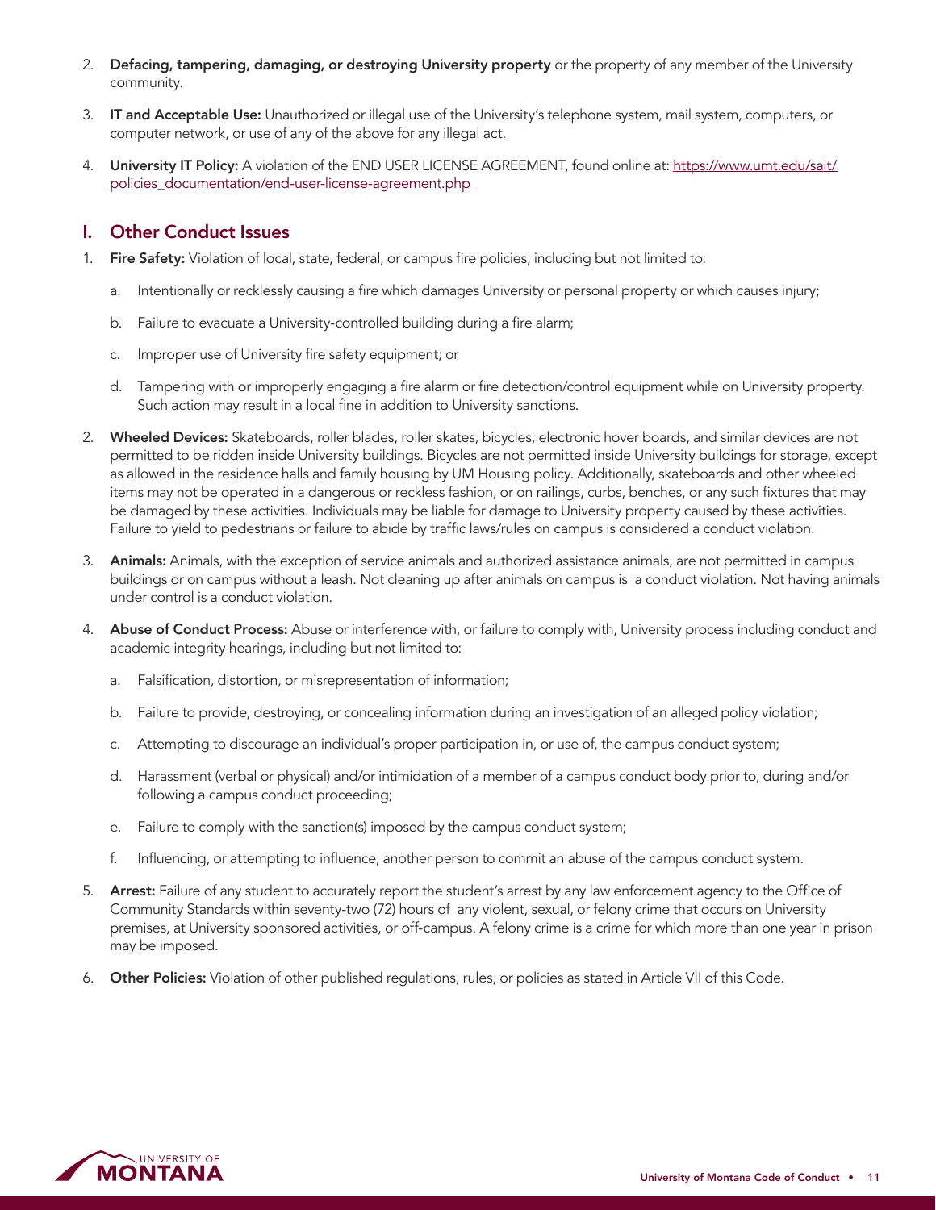2. **Defacing, tampering, damaging, or destroying University property** or the property of any member of the University community.
3. **IT and Acceptable Use:** Unauthorized or illegal use of the University's telephone system, mail system, computers, or computer network, or use of any of the above for any illegal act.
4. **University IT Policy:** A violation of the END USER LICENSE AGREEMENT, found online at: https://www.umt.edu/sait/policies_documentation/end-user-license-agreement.php

## I. Other Conduct Issues

1. **Fire Safety:** Violation of local, state, federal, or campus fire policies, including but not limited to:
    a. Intentionally or recklessly causing a fire which damages University or personal property or which causes injury;
    b. Failure to evacuate a University-controlled building during a fire alarm;
    c. Improper use of University fire safety equipment; or
    d. Tampering with or improperly engaging a fire alarm or fire detection/control equipment while on University property. Such action may result in a local fine in addition to University sanctions.
2. **Wheeled Devices:** Skateboards, roller blades, roller skates, bicycles, electronic hover boards, and similar devices are not permitted to be ridden inside University buildings. Bicycles are not permitted inside University buildings for storage, except as allowed in the residence halls and family housing by UM Housing policy. Additionally, skateboards and other wheeled items may not be operated in a dangerous or reckless fashion, or on railings, curbs, benches, or any such fixtures that may be damaged by these activities. Individuals may be liable for damage to University property caused by these activities. Failure to yield to pedestrians or failure to abide by traffic laws/rules on campus is considered a conduct violation.
3. **Animals:** Animals, with the exception of service animals and authorized assistance animals, are not permitted in campus buildings or on campus without a leash. Not cleaning up after animals on campus is a conduct violation. Not having animals under control is a conduct violation.
4. **Abuse of Conduct Process:** Abuse or interference with, or failure to comply with, University process including conduct and academic integrity hearings, including but not limited to:
    a. Falsification, distortion, or misrepresentation of information;
    b. Failure to provide, destroying, or concealing information during an investigation of an alleged policy violation;
    c. Attempting to discourage an individual's proper participation in, or use of, the campus conduct system;
    d. Harassment (verbal or physical) and/or intimidation of a member of a campus conduct body prior to, during and/or following a campus conduct proceeding;
    e. Failure to comply with the sanction(s) imposed by the campus conduct system;
    f. Influencing, or attempting to influence, another person to commit an abuse of the campus conduct system.
5. **Arrest:** Failure of any student to accurately report the student's arrest by any law enforcement agency to the Office of Community Standards within seventy-two (72) hours of any violent, sexual, or felony crime that occurs on University premises, at University sponsored activities, or off-campus. A felony crime is a crime for which more than one year in prison may be imposed.
6. **Other Policies:** Violation of other published regulations, rules, or policies as stated in Article VII of this Code.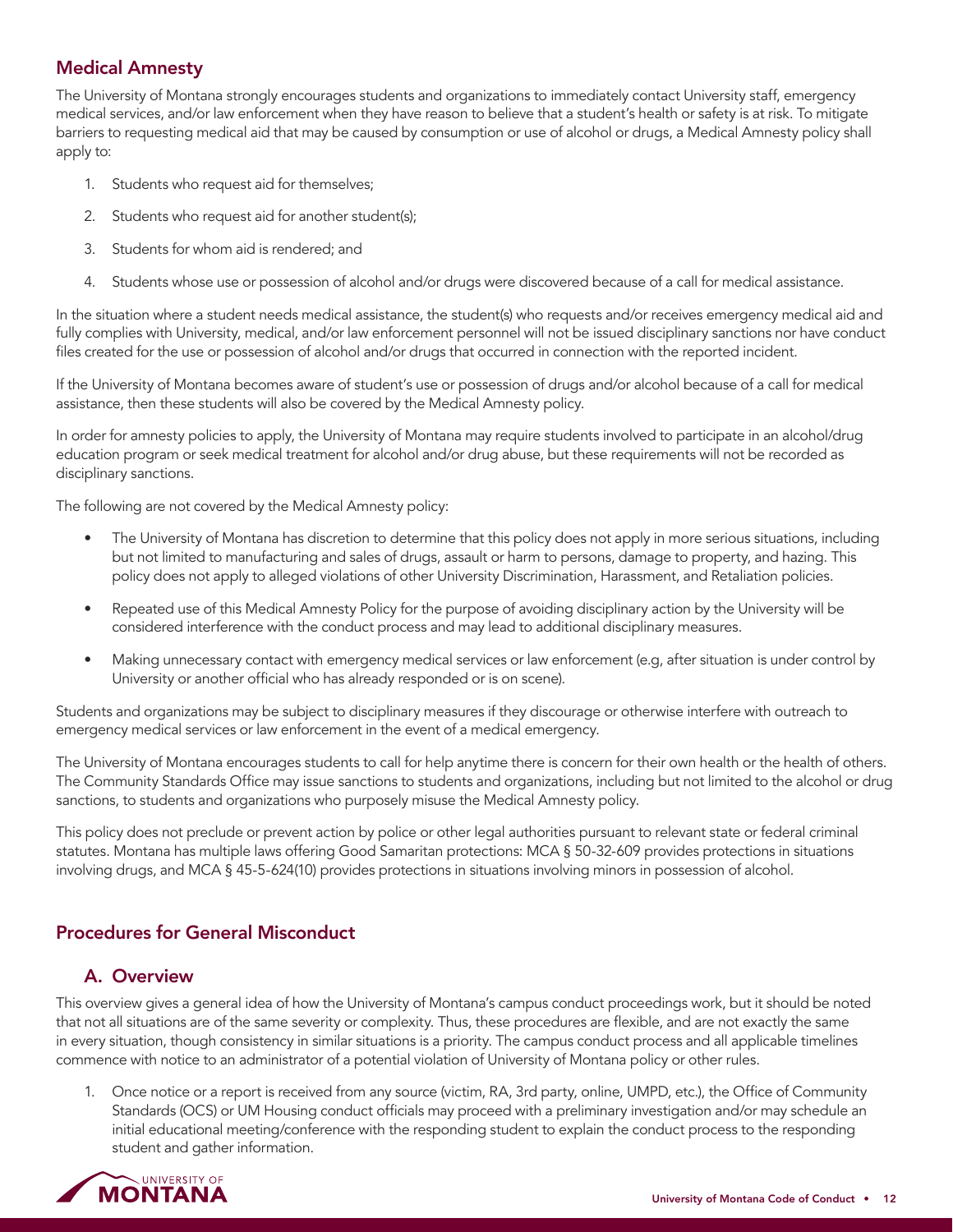## Medical Amnesty

The University of Montana strongly encourages students and organizations to immediately contact University staff, emergency medical services, and/or law enforcement when they have reason to believe that a student's health or safety is at risk. To mitigate barriers to requesting medical aid that may be caused by consumption or use of alcohol or drugs, a Medical Amnesty policy shall apply to:

1. Students who request aid for themselves;
2. Students who request aid for another student(s);
3. Students for whom aid is rendered; and
4. Students whose use or possession of alcohol and/or drugs were discovered because of a call for medical assistance.

In the situation where a student needs medical assistance, the student(s) who requests and/or receives emergency medical aid and fully complies with University, medical, and/or law enforcement personnel will not be issued disciplinary sanctions nor have conduct files created for the use or possession of alcohol and/or drugs that occurred in connection with the reported incident.

If the University of Montana becomes aware of student's use or possession of drugs and/or alcohol because of a call for medical assistance, then these students will also be covered by the Medical Amnesty policy.

In order for amnesty policies to apply, the University of Montana may require students involved to participate in an alcohol/drug education program or seek medical treatment for alcohol and/or drug abuse, but these requirements will not be recorded as disciplinary sanctions.

The following are not covered by the Medical Amnesty policy:

- The University of Montana has discretion to determine that this policy does not apply in more serious situations, including but not limited to manufacturing and sales of drugs, assault or harm to persons, damage to property, and hazing. This policy does not apply to alleged violations of other University Discrimination, Harassment, and Retaliation policies.
- Repeated use of this Medical Amnesty Policy for the purpose of avoiding disciplinary action by the University will be considered interference with the conduct process and may lead to additional disciplinary measures.
- Making unnecessary contact with emergency medical services or law enforcement (e.g, after situation is under control by University or another official who has already responded or is on scene).

Students and organizations may be subject to disciplinary measures if they discourage or otherwise interfere with outreach to emergency medical services or law enforcement in the event of a medical emergency.

The University of Montana encourages students to call for help anytime there is concern for their own health or the health of others. The Community Standards Office may issue sanctions to students and organizations, including but not limited to the alcohol or drug sanctions, to students and organizations who purposely misuse the Medical Amnesty policy.

This policy does not preclude or prevent action by police or other legal authorities pursuant to relevant state or federal criminal statutes. Montana has multiple laws offering Good Samaritan protections: MCA § 50-32-609 provides protections in situations involving drugs, and MCA § 45-5-624(10) provides protections in situations involving minors in possession of alcohol.

## Procedures for General Misconduct

### A. Overview

This overview gives a general idea of how the University of Montana's campus conduct proceedings work, but it should be noted that not all situations are of the same severity or complexity. Thus, these procedures are flexible, and are not exactly the same in every situation, though consistency in similar situations is a priority. The campus conduct process and all applicable timelines commence with notice to an administrator of a potential violation of University of Montana policy or other rules.

1. Once notice or a report is received from any source (victim, RA, 3rd party, online, UMPD, etc.), the Office of Community Standards (OCS) or UM Housing conduct officials may proceed with a preliminary investigation and/or may schedule an initial educational meeting/conference with the responding student to explain the conduct process to the responding student and gather information.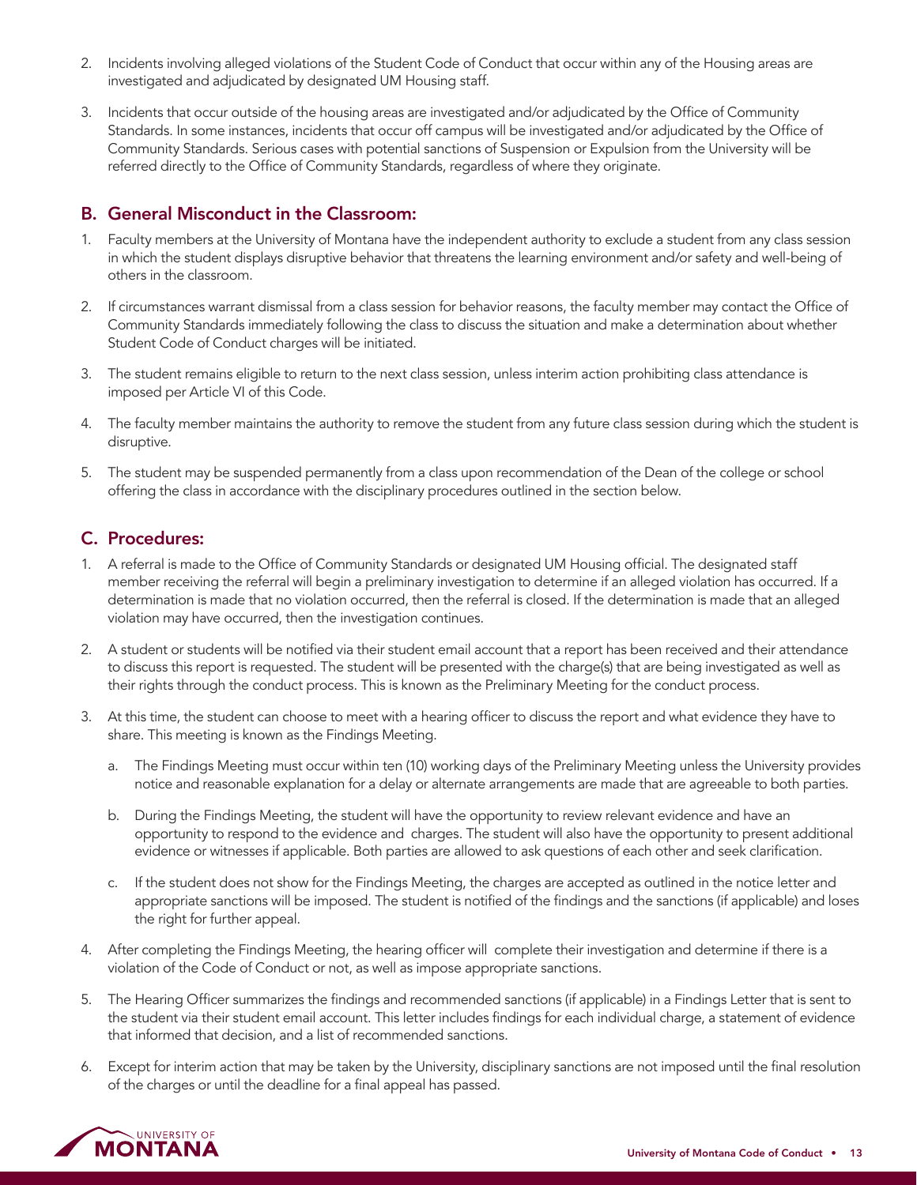2. Incidents involving alleged violations of the Student Code of Conduct that occur within any of the Housing areas are investigated and adjudicated by designated UM Housing staff.

3. Incidents that occur outside of the housing areas are investigated and/or adjudicated by the Office of Community Standards. In some instances, incidents that occur off campus will be investigated and/or adjudicated by the Office of Community Standards. Serious cases with potential sanctions of Suspension or Expulsion from the University will be referred directly to the Office of Community Standards, regardless of where they originate.

## B. General Misconduct in the Classroom:

1. Faculty members at the University of Montana have the independent authority to exclude a student from any class session in which the student displays disruptive behavior that threatens the learning environment and/or safety and well-being of others in the classroom.

2. If circumstances warrant dismissal from a class session for behavior reasons, the faculty member may contact the Office of Community Standards immediately following the class to discuss the situation and make a determination about whether Student Code of Conduct charges will be initiated.

3. The student remains eligible to return to the next class session, unless interim action prohibiting class attendance is imposed per Article VI of this Code.

4. The faculty member maintains the authority to remove the student from any future class session during which the student is disruptive.

5. The student may be suspended permanently from a class upon recommendation of the Dean of the college or school offering the class in accordance with the disciplinary procedures outlined in the section below.

## C. Procedures:

1. A referral is made to the Office of Community Standards or designated UM Housing official. The designated staff member receiving the referral will begin a preliminary investigation to determine if an alleged violation has occurred. If a determination is made that no violation occurred, then the referral is closed. If the determination is made that an alleged violation may have occurred, then the investigation continues.

2. A student or students will be notified via their student email account that a report has been received and their attendance to discuss this report is requested. The student will be presented with the charge(s) that are being investigated as well as their rights through the conduct process. This is known as the Preliminary Meeting for the conduct process.

3. At this time, the student can choose to meet with a hearing officer to discuss the report and what evidence they have to share. This meeting is known as the Findings Meeting.

   a. The Findings Meeting must occur within ten (10) working days of the Preliminary Meeting unless the University provides notice and reasonable explanation for a delay or alternate arrangements are made that are agreeable to both parties.

   b. During the Findings Meeting, the student will have the opportunity to review relevant evidence and have an opportunity to respond to the evidence and charges. The student will also have the opportunity to present additional evidence or witnesses if applicable. Both parties are allowed to ask questions of each other and seek clarification.

   c. If the student does not show for the Findings Meeting, the charges are accepted as outlined in the notice letter and appropriate sanctions will be imposed. The student is notified of the findings and the sanctions (if applicable) and loses the right for further appeal.

4. After completing the Findings Meeting, the hearing officer will complete their investigation and determine if there is a violation of the Code of Conduct or not, as well as impose appropriate sanctions.

5. The Hearing Officer summarizes the findings and recommended sanctions (if applicable) in a Findings Letter that is sent to the student via their student email account. This letter includes findings for each individual charge, a statement of evidence that informed that decision, and a list of recommended sanctions.

6. Except for interim action that may be taken by the University, disciplinary sanctions are not imposed until the final resolution of the charges or until the deadline for a final appeal has passed.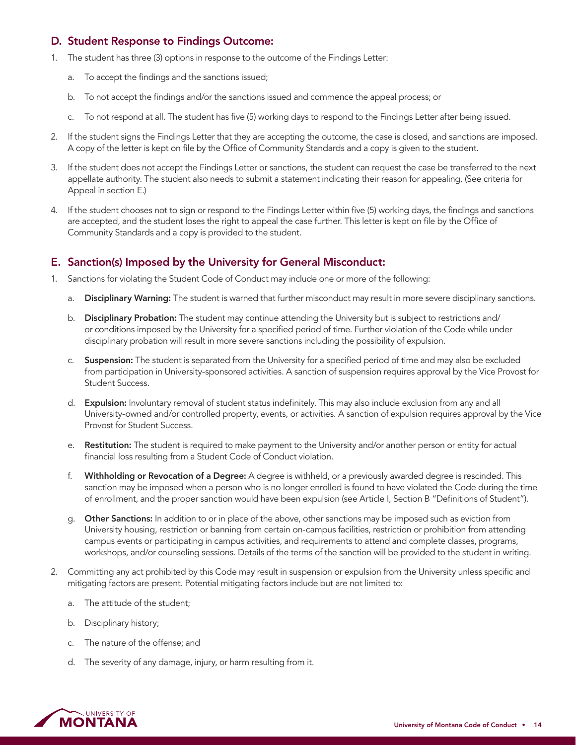## D. Student Response to Findings Outcome:

1. The student has three (3) options in response to the outcome of the Findings Letter:
   a. To accept the findings and the sanctions issued;
   b. To not accept the findings and/or the sanctions issued and commence the appeal process; or
   c. To not respond at all. The student has five (5) working days to respond to the Findings Letter after being issued.
2. If the student signs the Findings Letter that they are accepting the outcome, the case is closed, and sanctions are imposed. A copy of the letter is kept on file by the Office of Community Standards and a copy is given to the student.
3. If the student does not accept the Findings Letter or sanctions, the student can request the case be transferred to the next appellate authority. The student also needs to submit a statement indicating their reason for appealing. (See criteria for Appeal in section E.)
4. If the student chooses not to sign or respond to the Findings Letter within five (5) working days, the findings and sanctions are accepted, and the student loses the right to appeal the case further. This letter is kept on file by the Office of Community Standards and a copy is provided to the student.

## E. Sanction(s) Imposed by the University for General Misconduct:

1. Sanctions for violating the Student Code of Conduct may include one or more of the following:
   a. **Disciplinary Warning:** The student is warned that further misconduct may result in more severe disciplinary sanctions.
   b. **Disciplinary Probation:** The student may continue attending the University but is subject to restrictions and/or conditions imposed by the University for a specified period of time. Further violation of the Code while under disciplinary probation will result in more severe sanctions including the possibility of expulsion.
   c. **Suspension:** The student is separated from the University for a specified period of time and may also be excluded from participation in University-sponsored activities. A sanction of suspension requires approval by the Vice Provost for Student Success.
   d. **Expulsion:** Involuntary removal of student status indefinitely. This may also include exclusion from any and all University-owned and/or controlled property, events, or activities. A sanction of expulsion requires approval by the Vice Provost for Student Success.
   e. **Restitution:** The student is required to make payment to the University and/or another person or entity for actual financial loss resulting from a Student Code of Conduct violation.
   f. **Withholding or Revocation of a Degree:** A degree is withheld, or a previously awarded degree is rescinded. This sanction may be imposed when a person who is no longer enrolled is found to have violated the Code during the time of enrollment, and the proper sanction would have been expulsion (see Article I, Section B "Definitions of Student").
   g. **Other Sanctions:** In addition to or in place of the above, other sanctions may be imposed such as eviction from University housing, restriction or banning from certain on-campus facilities, restriction or prohibition from attending campus events or participating in campus activities, and requirements to attend and complete classes, programs, workshops, and/or counseling sessions. Details of the terms of the sanction will be provided to the student in writing.
2. Committing any act prohibited by this Code may result in suspension or expulsion from the University unless specific and mitigating factors are present. Potential mitigating factors include but are not limited to:
   a. The attitude of the student;
   b. Disciplinary history;
   c. The nature of the offense; and
   d. The severity of any damage, injury, or harm resulting from it.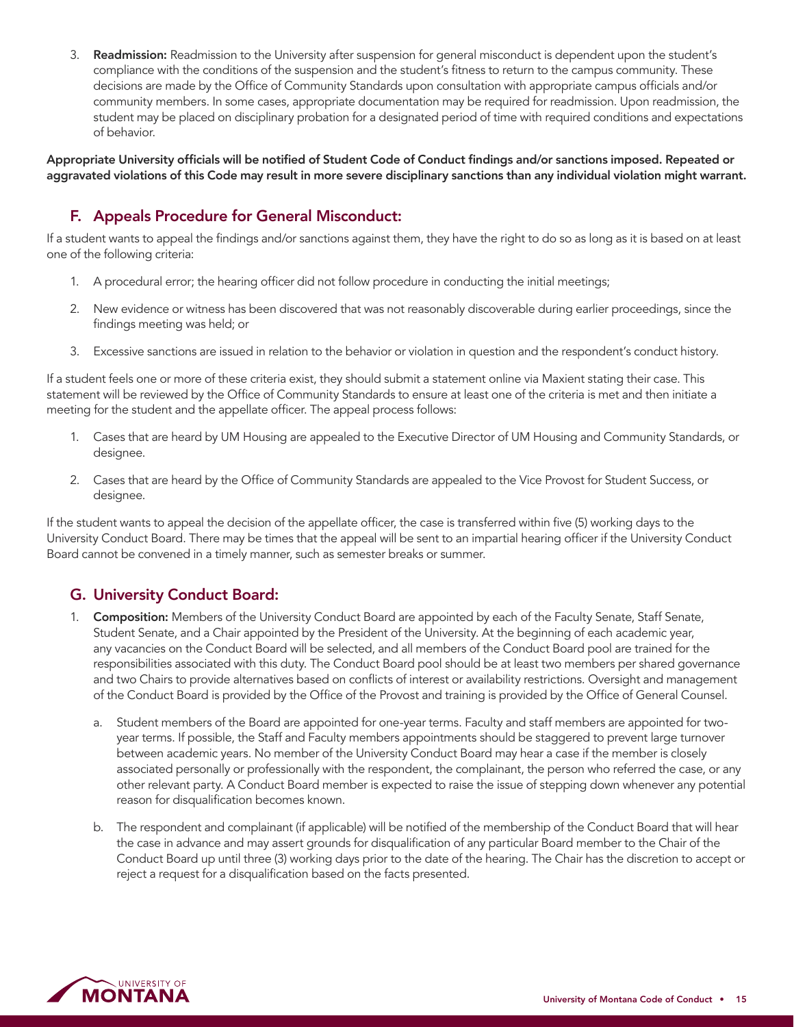3. **Readmission:** Readmission to the University after suspension for general misconduct is dependent upon the student's compliance with the conditions of the suspension and the student's fitness to return to the campus community. These decisions are made by the Office of Community Standards upon consultation with appropriate campus officials and/or community members. In some cases, appropriate documentation may be required for readmission. Upon readmission, the student may be placed on disciplinary probation for a designated period of time with required conditions and expectations of behavior.

**Appropriate University officials will be notified of Student Code of Conduct findings and/or sanctions imposed. Repeated or aggravated violations of this Code may result in more severe disciplinary sanctions than any individual violation might warrant.**

## F. Appeals Procedure for General Misconduct:

If a student wants to appeal the findings and/or sanctions against them, they have the right to do so as long as it is based on at least one of the following criteria:

1. A procedural error; the hearing officer did not follow procedure in conducting the initial meetings;
2. New evidence or witness has been discovered that was not reasonably discoverable during earlier proceedings, since the findings meeting was held; or
3. Excessive sanctions are issued in relation to the behavior or violation in question and the respondent's conduct history.

If a student feels one or more of these criteria exist, they should submit a statement online via Maxient stating their case. This statement will be reviewed by the Office of Community Standards to ensure at least one of the criteria is met and then initiate a meeting for the student and the appellate officer. The appeal process follows:

1. Cases that are heard by UM Housing are appealed to the Executive Director of UM Housing and Community Standards, or designee.
2. Cases that are heard by the Office of Community Standards are appealed to the Vice Provost for Student Success, or designee.

If the student wants to appeal the decision of the appellate officer, the case is transferred within five (5) working days to the University Conduct Board. There may be times that the appeal will be sent to an impartial hearing officer if the University Conduct Board cannot be convened in a timely manner, such as semester breaks or summer.

## G. University Conduct Board:

1. **Composition:** Members of the University Conduct Board are appointed by each of the Faculty Senate, Staff Senate, Student Senate, and a Chair appointed by the President of the University. At the beginning of each academic year, any vacancies on the Conduct Board will be selected, and all members of the Conduct Board pool are trained for the responsibilities associated with this duty. The Conduct Board pool should be at least two members per shared governance and two Chairs to provide alternatives based on conflicts of interest or availability restrictions. Oversight and management of the Conduct Board is provided by the Office of the Provost and training is provided by the Office of General Counsel.
   a. Student members of the Board are appointed for one-year terms. Faculty and staff members are appointed for two-year terms. If possible, the Staff and Faculty members appointments should be staggered to prevent large turnover between academic years. No member of the University Conduct Board may hear a case if the member is closely associated personally or professionally with the respondent, the complainant, the person who referred the case, or any other relevant party. A Conduct Board member is expected to raise the issue of stepping down whenever any potential reason for disqualification becomes known.
   b. The respondent and complainant (if applicable) will be notified of the membership of the Conduct Board that will hear the case in advance and may assert grounds for disqualification of any particular Board member to the Chair of the Conduct Board up until three (3) working days prior to the date of the hearing. The Chair has the discretion to accept or reject a request for a disqualification based on the facts presented.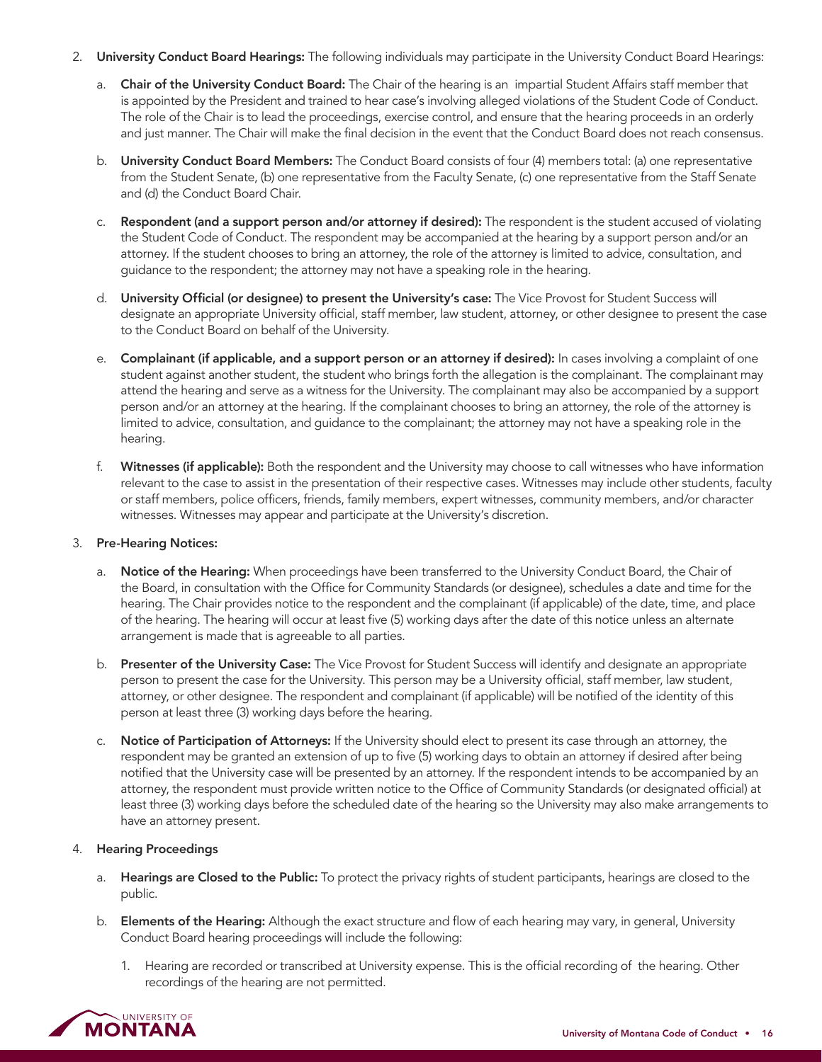2. **University Conduct Board Hearings:** The following individuals may participate in the University Conduct Board Hearings:

   a. **Chair of the University Conduct Board:** The Chair of the hearing is an impartial Student Affairs staff member that is appointed by the President and trained to hear case's involving alleged violations of the Student Code of Conduct. The role of the Chair is to lead the proceedings, exercise control, and ensure that the hearing proceeds in an orderly and just manner. The Chair will make the final decision in the event that the Conduct Board does not reach consensus.

   b. **University Conduct Board Members:** The Conduct Board consists of four (4) members total: (a) one representative from the Student Senate, (b) one representative from the Faculty Senate, (c) one representative from the Staff Senate and (d) the Conduct Board Chair.

   c. **Respondent (and a support person and/or attorney if desired):** The respondent is the student accused of violating the Student Code of Conduct. The respondent may be accompanied at the hearing by a support person and/or an attorney. If the student chooses to bring an attorney, the role of the attorney is limited to advice, consultation, and guidance to the respondent; the attorney may not have a speaking role in the hearing.

   d. **University Official (or designee) to present the University's case:** The Vice Provost for Student Success will designate an appropriate University official, staff member, law student, attorney, or other designee to present the case to the Conduct Board on behalf of the University.

   e. **Complainant (if applicable, and a support person or an attorney if desired):** In cases involving a complaint of one student against another student, the student who brings forth the allegation is the complainant. The complainant may attend the hearing and serve as a witness for the University. The complainant may also be accompanied by a support person and/or an attorney at the hearing. If the complainant chooses to bring an attorney, the role of the attorney is limited to advice, consultation, and guidance to the complainant; the attorney may not have a speaking role in the hearing.

   f. **Witnesses (if applicable):** Both the respondent and the University may choose to call witnesses who have information relevant to the case to assist in the presentation of their respective cases. Witnesses may include other students, faculty or staff members, police officers, friends, family members, expert witnesses, community members, and/or character witnesses. Witnesses may appear and participate at the University's discretion.

3. **Pre-Hearing Notices:**

   a. **Notice of the Hearing:** When proceedings have been transferred to the University Conduct Board, the Chair of the Board, in consultation with the Office for Community Standards (or designee), schedules a date and time for the hearing. The Chair provides notice to the respondent and the complainant (if applicable) of the date, time, and place of the hearing. The hearing will occur at least five (5) working days after the date of this notice unless an alternate arrangement is made that is agreeable to all parties.

   b. **Presenter of the University Case:** The Vice Provost for Student Success will identify and designate an appropriate person to present the case for the University. This person may be a University official, staff member, law student, attorney, or other designee. The respondent and complainant (if applicable) will be notified of the identity of this person at least three (3) working days before the hearing.

   c. **Notice of Participation of Attorneys:** If the University should elect to present its case through an attorney, the respondent may be granted an extension of up to five (5) working days to obtain an attorney if desired after being notified that the University case will be presented by an attorney. If the respondent intends to be accompanied by an attorney, the respondent must provide written notice to the Office of Community Standards (or designated official) at least three (3) working days before the scheduled date of the hearing so the University may also make arrangements to have an attorney present.

4. **Hearing Proceedings**

   a. **Hearings are Closed to the Public:** To protect the privacy rights of student participants, hearings are closed to the public.

   b. **Elements of the Hearing:** Although the exact structure and flow of each hearing may vary, in general, University Conduct Board hearing proceedings will include the following:

      1. Hearing are recorded or transcribed at University expense. This is the official recording of the hearing. Other recordings of the hearing are not permitted.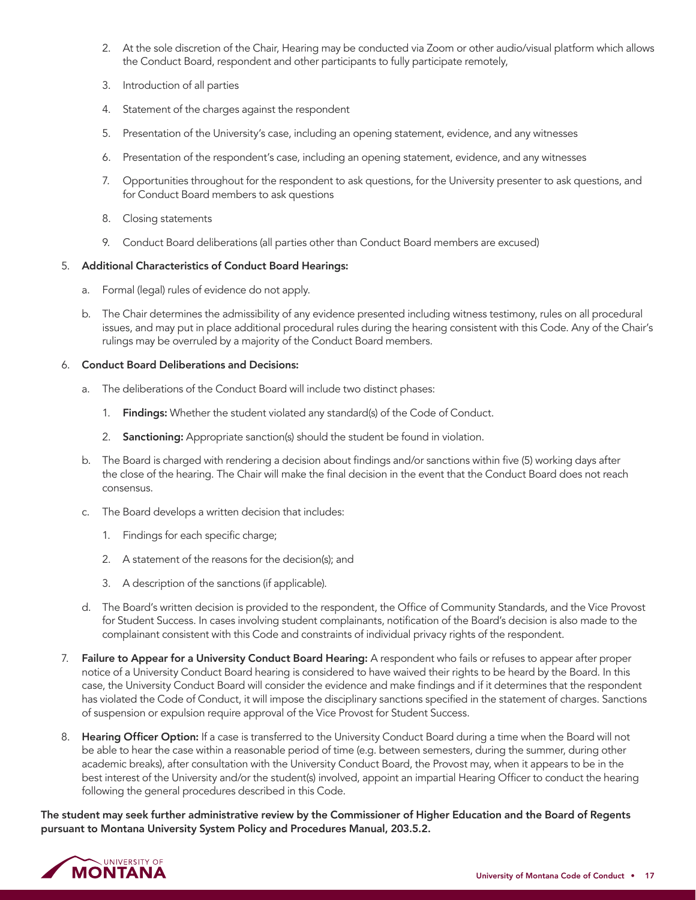2. At the sole discretion of the Chair, Hearing may be conducted via Zoom or other audio/visual platform which allows the Conduct Board, respondent and other participants to fully participate remotely,
3. Introduction of all parties
4. Statement of the charges against the respondent
5. Presentation of the University's case, including an opening statement, evidence, and any witnesses
6. Presentation of the respondent's case, including an opening statement, evidence, and any witnesses
7. Opportunities throughout for the respondent to ask questions, for the University presenter to ask questions, and for Conduct Board members to ask questions
8. Closing statements
9. Conduct Board deliberations (all parties other than Conduct Board members are excused)

5. **Additional Characteristics of Conduct Board Hearings:**
   a. Formal (legal) rules of evidence do not apply.
   b. The Chair determines the admissibility of any evidence presented including witness testimony, rules on all procedural issues, and may put in place additional procedural rules during the hearing consistent with this Code. Any of the Chair's rulings may be overruled by a majority of the Conduct Board members.

6. **Conduct Board Deliberations and Decisions:**
   a. The deliberations of the Conduct Board will include two distinct phases:
      1. **Findings:** Whether the student violated any standard(s) of the Code of Conduct.
      2. **Sanctioning:** Appropriate sanction(s) should the student be found in violation.
   b. The Board is charged with rendering a decision about findings and/or sanctions within five (5) working days after the close of the hearing. The Chair will make the final decision in the event that the Conduct Board does not reach consensus.
   c. The Board develops a written decision that includes:
      1. Findings for each specific charge;
      2. A statement of the reasons for the decision(s); and
      3. A description of the sanctions (if applicable).
   d. The Board's written decision is provided to the respondent, the Office of Community Standards, and the Vice Provost for Student Success. In cases involving student complainants, notification of the Board's decision is also made to the complainant consistent with this Code and constraints of individual privacy rights of the respondent.

7. **Failure to Appear for a University Conduct Board Hearing:** A respondent who fails or refuses to appear after proper notice of a University Conduct Board hearing is considered to have waived their rights to be heard by the Board. In this case, the University Conduct Board will consider the evidence and make findings and if it determines that the respondent has violated the Code of Conduct, it will impose the disciplinary sanctions specified in the statement of charges. Sanctions of suspension or expulsion require approval of the Vice Provost for Student Success.

8. **Hearing Officer Option:** If a case is transferred to the University Conduct Board during a time when the Board will not be able to hear the case within a reasonable period of time (e.g. between semesters, during the summer, during other academic breaks), after consultation with the University Conduct Board, the Provost may, when it appears to be in the best interest of the University and/or the student(s) involved, appoint an impartial Hearing Officer to conduct the hearing following the general procedures described in this Code.

**The student may seek further administrative review by the Commissioner of Higher Education and the Board of Regents pursuant to Montana University System Policy and Procedures Manual, 203.5.2.**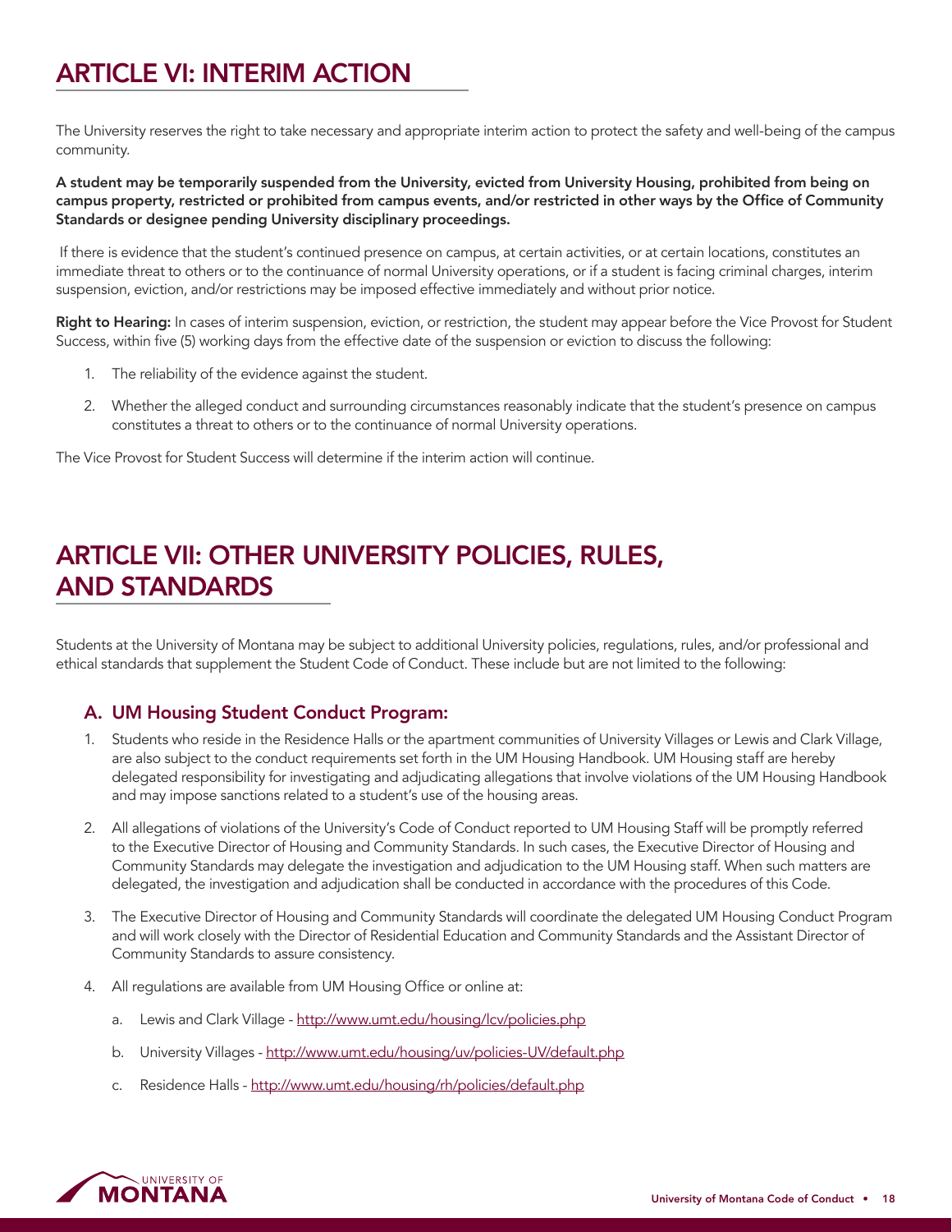# ARTICLE VI: INTERIM ACTION

The University reserves the right to take necessary and appropriate interim action to protect the safety and well-being of the campus community.

**A student may be temporarily suspended from the University, evicted from University Housing, prohibited from being on campus property, restricted or prohibited from campus events, and/or restricted in other ways by the Office of Community Standards or designee pending University disciplinary proceedings.**

If there is evidence that the student's continued presence on campus, at certain activities, or at certain locations, constitutes an immediate threat to others or to the continuance of normal University operations, or if a student is facing criminal charges, interim suspension, eviction, and/or restrictions may be imposed effective immediately and without prior notice.

**Right to Hearing:** In cases of interim suspension, eviction, or restriction, the student may appear before the Vice Provost for Student Success, within five (5) working days from the effective date of the suspension or eviction to discuss the following:

1. The reliability of the evidence against the student.
2. Whether the alleged conduct and surrounding circumstances reasonably indicate that the student's presence on campus constitutes a threat to others or to the continuance of normal University operations.

The Vice Provost for Student Success will determine if the interim action will continue.

# ARTICLE VII: OTHER UNIVERSITY POLICIES, RULES, AND STANDARDS

Students at the University of Montana may be subject to additional University policies, regulations, rules, and/or professional and ethical standards that supplement the Student Code of Conduct. These include but are not limited to the following:

## A. UM Housing Student Conduct Program:

1. Students who reside in the Residence Halls or the apartment communities of University Villages or Lewis and Clark Village, are also subject to the conduct requirements set forth in the UM Housing Handbook. UM Housing staff are hereby delegated responsibility for investigating and adjudicating allegations that involve violations of the UM Housing Handbook and may impose sanctions related to a student's use of the housing areas.
2. All allegations of violations of the University's Code of Conduct reported to UM Housing Staff will be promptly referred to the Executive Director of Housing and Community Standards. In such cases, the Executive Director of Housing and Community Standards may delegate the investigation and adjudication to the UM Housing staff. When such matters are delegated, the investigation and adjudication shall be conducted in accordance with the procedures of this Code.
3. The Executive Director of Housing and Community Standards will coordinate the delegated UM Housing Conduct Program and will work closely with the Director of Residential Education and Community Standards and the Assistant Director of Community Standards to assure consistency.
4. All regulations are available from UM Housing Office or online at:
   a. Lewis and Clark Village - http://www.umt.edu/housing/lcv/policies.php
   b. University Villages - http://www.umt.edu/housing/uv/policies-UV/default.php
   c. Residence Halls - http://www.umt.edu/housing/rh/policies/default.php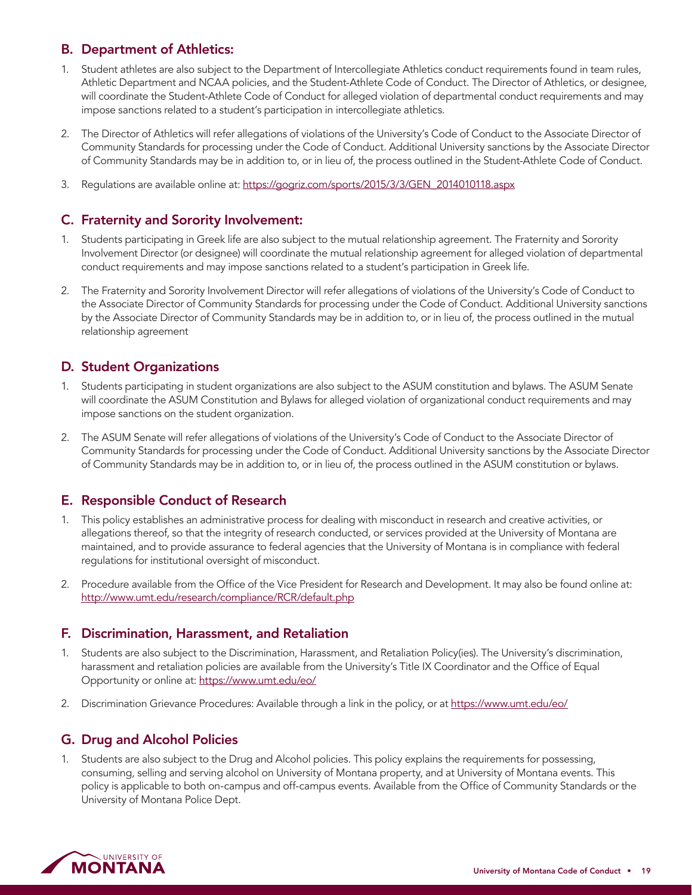## B. Department of Athletics:

1. Student athletes are also subject to the Department of Intercollegiate Athletics conduct requirements found in team rules, Athletic Department and NCAA policies, and the Student-Athlete Code of Conduct. The Director of Athletics, or designee, will coordinate the Student-Athlete Code of Conduct for alleged violation of departmental conduct requirements and may impose sanctions related to a student's participation in intercollegiate athletics.

2. The Director of Athletics will refer allegations of violations of the University's Code of Conduct to the Associate Director of Community Standards for processing under the Code of Conduct. Additional University sanctions by the Associate Director of Community Standards may be in addition to, or in lieu of, the process outlined in the Student-Athlete Code of Conduct.

3. Regulations are available online at: https://gogriz.com/sports/2015/3/3/GEN_2014010118.aspx

## C. Fraternity and Sorority Involvement:

1. Students participating in Greek life are also subject to the mutual relationship agreement. The Fraternity and Sorority Involvement Director (or designee) will coordinate the mutual relationship agreement for alleged violation of departmental conduct requirements and may impose sanctions related to a student's participation in Greek life.

2. The Fraternity and Sorority Involvement Director will refer allegations of violations of the University's Code of Conduct to the Associate Director of Community Standards for processing under the Code of Conduct. Additional University sanctions by the Associate Director of Community Standards may be in addition to, or in lieu of, the process outlined in the mutual relationship agreement

## D. Student Organizations

1. Students participating in student organizations are also subject to the ASUM constitution and bylaws. The ASUM Senate will coordinate the ASUM Constitution and Bylaws for alleged violation of organizational conduct requirements and may impose sanctions on the student organization.

2. The ASUM Senate will refer allegations of violations of the University's Code of Conduct to the Associate Director of Community Standards for processing under the Code of Conduct. Additional University sanctions by the Associate Director of Community Standards may be in addition to, or in lieu of, the process outlined in the ASUM constitution or bylaws.

## E. Responsible Conduct of Research

1. This policy establishes an administrative process for dealing with misconduct in research and creative activities, or allegations thereof, so that the integrity of research conducted, or services provided at the University of Montana are maintained, and to provide assurance to federal agencies that the University of Montana is in compliance with federal regulations for institutional oversight of misconduct.

2. Procedure available from the Office of the Vice President for Research and Development. It may also be found online at: http://www.umt.edu/research/compliance/RCR/default.php

## F. Discrimination, Harassment, and Retaliation

1. Students are also subject to the Discrimination, Harassment, and Retaliation Policy(ies). The University's discrimination, harassment and retaliation policies are available from the University's Title IX Coordinator and the Office of Equal Opportunity or online at: https://www.umt.edu/eo/

2. Discrimination Grievance Procedures: Available through a link in the policy, or at https://www.umt.edu/eo/

## G. Drug and Alcohol Policies

1. Students are also subject to the Drug and Alcohol policies. This policy explains the requirements for possessing, consuming, selling and serving alcohol on University of Montana property, and at University of Montana events. This policy is applicable to both on-campus and off-campus events. Available from the Office of Community Standards or the University of Montana Police Dept.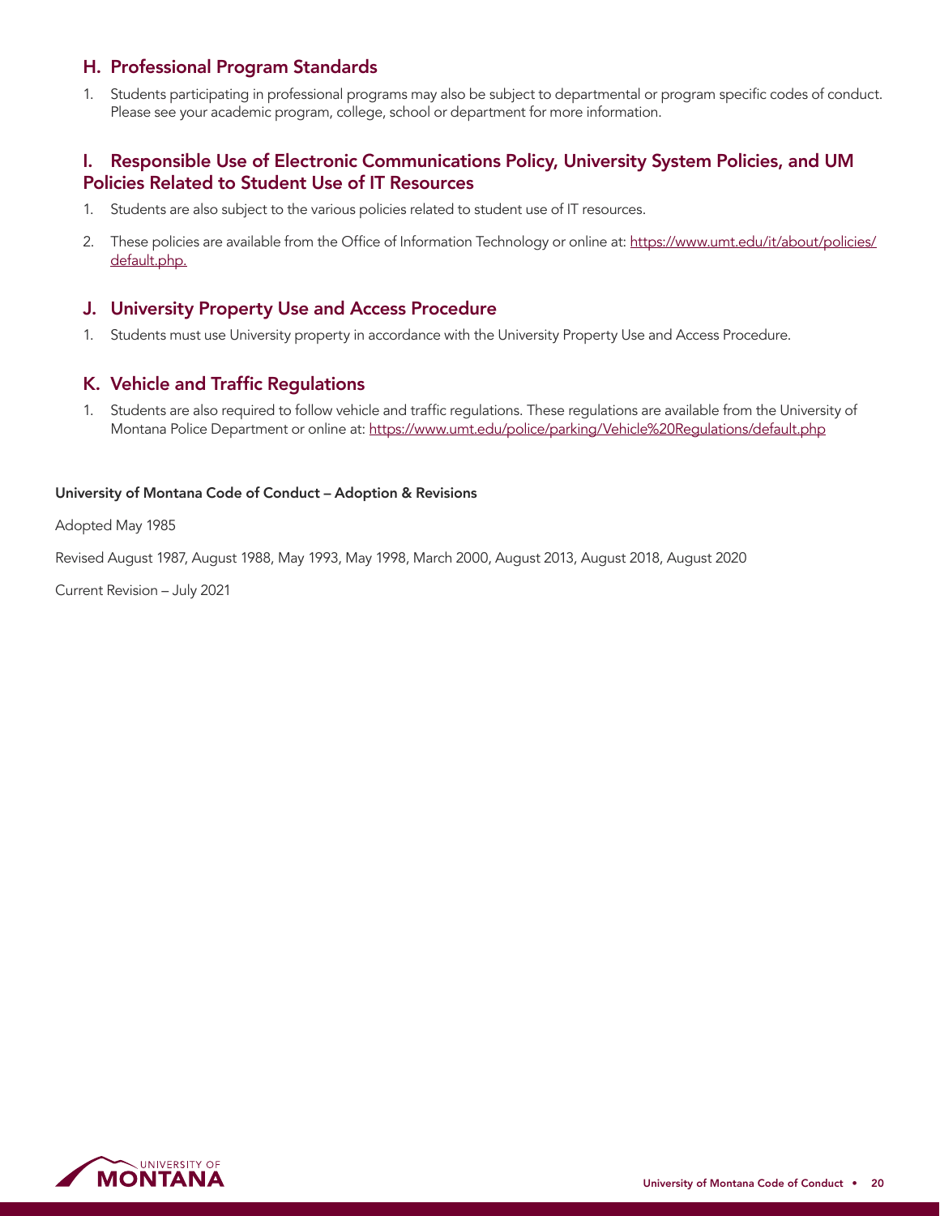## H. Professional Program Standards

1. Students participating in professional programs may also be subject to departmental or program specific codes of conduct. Please see your academic program, college, school or department for more information.

## I. Responsible Use of Electronic Communications Policy, University System Policies, and UM Policies Related to Student Use of IT Resources

1. Students are also subject to the various policies related to student use of IT resources.
2. These policies are available from the Office of Information Technology or online at: https://www.umt.edu/it/about/policies/default.php.

## J. University Property Use and Access Procedure

1. Students must use University property in accordance with the University Property Use and Access Procedure.

## K. Vehicle and Traffic Regulations

1. Students are also required to follow vehicle and traffic regulations. These regulations are available from the University of Montana Police Department or online at: https://www.umt.edu/police/parking/Vehicle%20Regulations/default.php

**University of Montana Code of Conduct – Adoption & Revisions**

Adopted May 1985

Revised August 1987, August 1988, May 1993, May 1998, March 2000, August 2013, August 2018, August 2020

Current Revision – July 2021